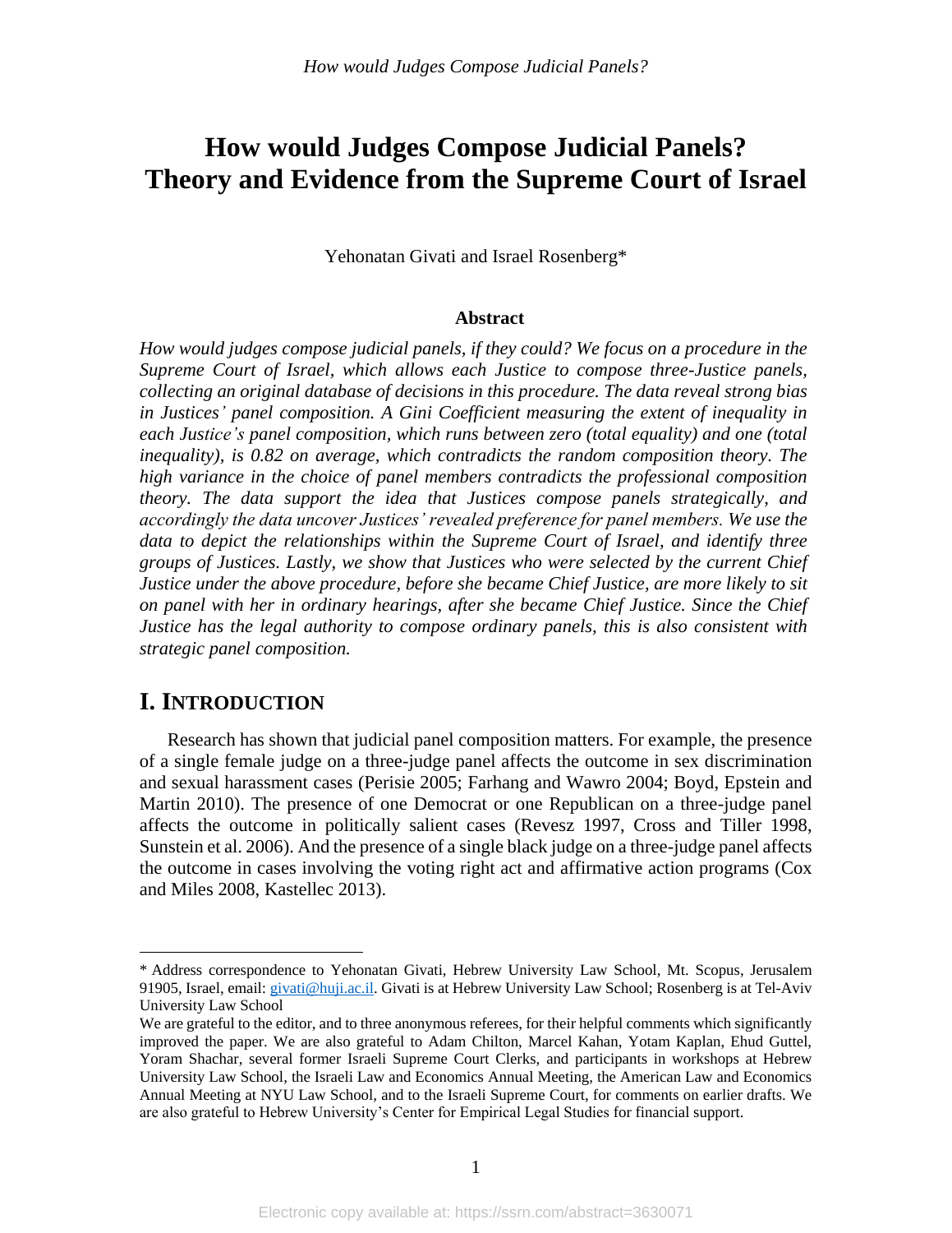# How would Judges Compose Judicial Panels? Theory and Evidence from the Supreme Court of Israel

Yehonatan Givati and Israel Rosenberg*

### Abstract

*How would judges compose judicial panels, if they could? We focus on a procedure in the Supreme Court of Israel, which allows each Justice to compose three-Justice panels, collecting an original database of decisions in this procedure. The data reveal strong bias in Justices' panel composition. A Gini Coefficient measuring the extent of inequality in each Justice's panel composition, which runs between zero (total equality) and one (total inequality), is 0.82 on average, which contradicts the random composition theory. The high variance in the choice of panel members contradicts the professional composition theory. The data support the idea that Justices compose panels strategically, and accordingly the data uncover Justices' revealed preference for panel members. We use the data to depict the relationships within the Supreme Court of Israel, and identify three groups of Justices. Lastly, we show that Justices who were selected by the current Chief Justice under the above procedure, before she became Chief Justice, are more likely to sit on panel with her in ordinary hearings, after she became Chief Justice. Since the Chief Justice has the legal authority to compose ordinary panels, this is also consistent with strategic panel composition.*

## I. INTRODUCTION

Research has shown that judicial panel composition matters. For example, the presence of a single female judge on a three-judge panel affects the outcome in sex discrimination and sexual harassment cases (Perisie 2005; Farhang and Wawro 2004; Boyd, Epstein and Martin 2010). The presence of one Democrat or one Republican on a three-judge panel affects the outcome in politically salient cases (Revesz 1997, Cross and Tiller 1998, Sunstein et al. 2006). And the presence of a single black judge on a three-judge panel affects the outcome in cases involving the voting right act and affirmative action programs (Cox and Miles 2008, Kastellec 2013).

---

\* Address correspondence to Yehonatan Givati, Hebrew University Law School, Mt. Scopus, Jerusalem 91905, Israel, email: givati@huji.ac.il. Givati is at Hebrew University Law School; Rosenberg is at Tel-Aviv University Law School

We are grateful to the editor, and to three anonymous referees, for their helpful comments which significantly improved the paper. We are also grateful to Adam Chilton, Marcel Kahan, Yotam Kaplan, Ehud Guttel, Yoram Shachar, several former Israeli Supreme Court Clerks, and participants in workshops at Hebrew University Law School, the Israeli Law and Economics Annual Meeting, the American Law and Economics Annual Meeting at NYU Law School, and to the Israeli Supreme Court, for comments on earlier drafts. We are also grateful to Hebrew University's Center for Empirical Legal Studies for financial support.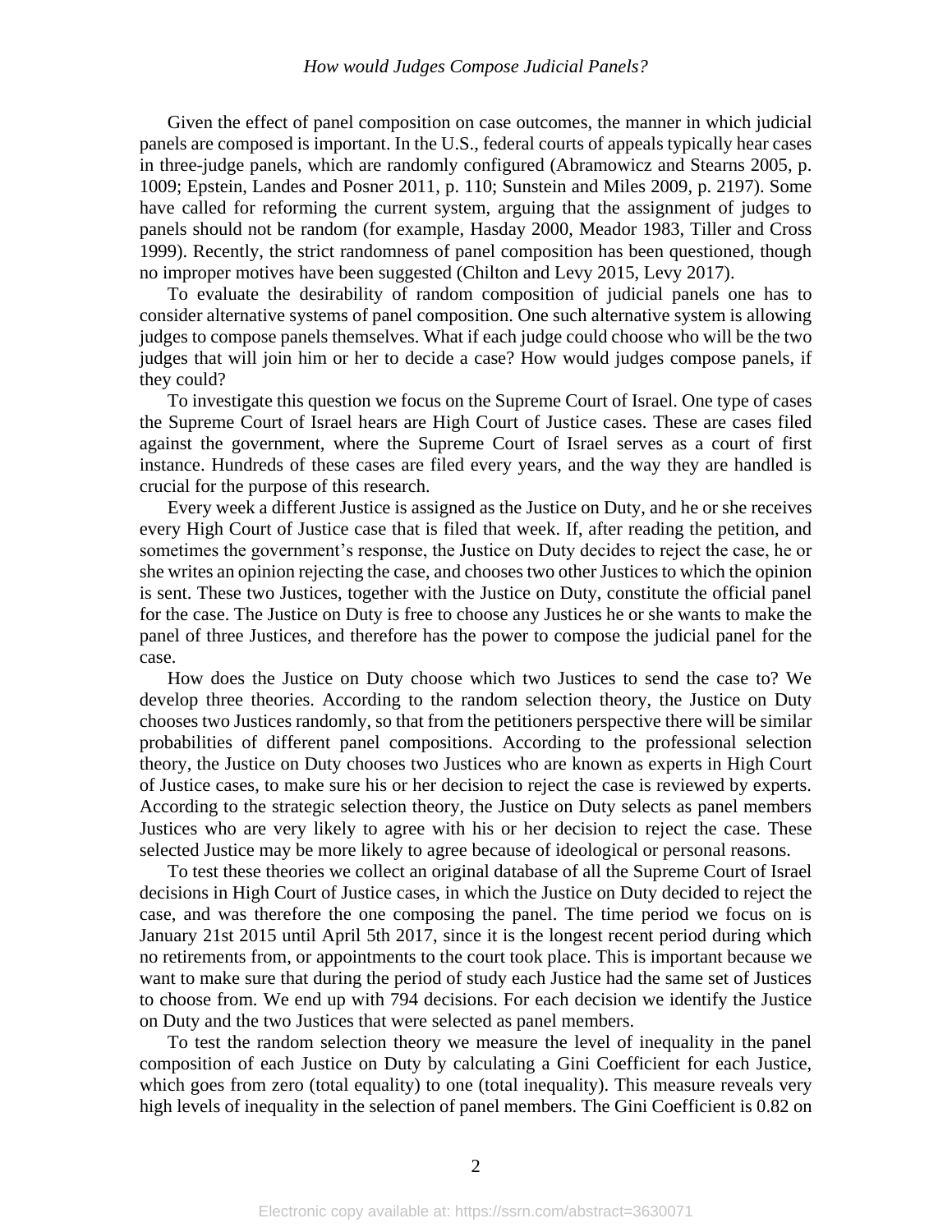Given the effect of panel composition on case outcomes, the manner in which judicial panels are composed is important. In the U.S., federal courts of appeals typically hear cases in three-judge panels, which are randomly configured (Abramowicz and Stearns 2005, p. 1009; Epstein, Landes and Posner 2011, p. 110; Sunstein and Miles 2009, p. 2197). Some have called for reforming the current system, arguing that the assignment of judges to panels should not be random (for example, Hasday 2000, Meador 1983, Tiller and Cross 1999). Recently, the strict randomness of panel composition has been questioned, though no improper motives have been suggested (Chilton and Levy 2015, Levy 2017).

To evaluate the desirability of random composition of judicial panels one has to consider alternative systems of panel composition. One such alternative system is allowing judges to compose panels themselves. What if each judge could choose who will be the two judges that will join him or her to decide a case? How would judges compose panels, if they could?

To investigate this question we focus on the Supreme Court of Israel. One type of cases the Supreme Court of Israel hears are High Court of Justice cases. These are cases filed against the government, where the Supreme Court of Israel serves as a court of first instance. Hundreds of these cases are filed every years, and the way they are handled is crucial for the purpose of this research.

Every week a different Justice is assigned as the Justice on Duty, and he or she receives every High Court of Justice case that is filed that week. If, after reading the petition, and sometimes the government's response, the Justice on Duty decides to reject the case, he or she writes an opinion rejecting the case, and chooses two other Justices to which the opinion is sent. These two Justices, together with the Justice on Duty, constitute the official panel for the case. The Justice on Duty is free to choose any Justices he or she wants to make the panel of three Justices, and therefore has the power to compose the judicial panel for the case.

How does the Justice on Duty choose which two Justices to send the case to? We develop three theories. According to the random selection theory, the Justice on Duty chooses two Justices randomly, so that from the petitioners perspective there will be similar probabilities of different panel compositions. According to the professional selection theory, the Justice on Duty chooses two Justices who are known as experts in High Court of Justice cases, to make sure his or her decision to reject the case is reviewed by experts. According to the strategic selection theory, the Justice on Duty selects as panel members Justices who are very likely to agree with his or her decision to reject the case. These selected Justice may be more likely to agree because of ideological or personal reasons.

To test these theories we collect an original database of all the Supreme Court of Israel decisions in High Court of Justice cases, in which the Justice on Duty decided to reject the case, and was therefore the one composing the panel. The time period we focus on is January 21st 2015 until April 5th 2017, since it is the longest recent period during which no retirements from, or appointments to the court took place. This is important because we want to make sure that during the period of study each Justice had the same set of Justices to choose from. We end up with 794 decisions. For each decision we identify the Justice on Duty and the two Justices that were selected as panel members.

To test the random selection theory we measure the level of inequality in the panel composition of each Justice on Duty by calculating a Gini Coefficient for each Justice, which goes from zero (total equality) to one (total inequality). This measure reveals very high levels of inequality in the selection of panel members. The Gini Coefficient is 0.82 on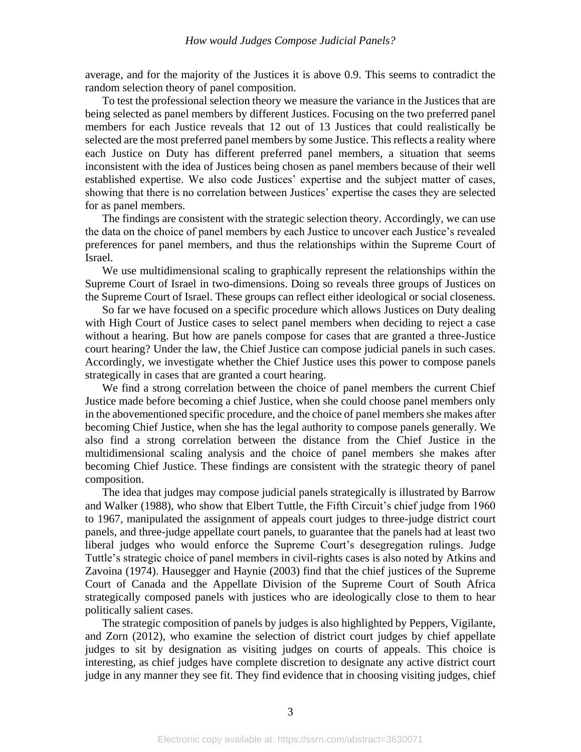average, and for the majority of the Justices it is above 0.9. This seems to contradict the random selection theory of panel composition.

To test the professional selection theory we measure the variance in the Justices that are being selected as panel members by different Justices. Focusing on the two preferred panel members for each Justice reveals that 12 out of 13 Justices that could realistically be selected are the most preferred panel members by some Justice. This reflects a reality where each Justice on Duty has different preferred panel members, a situation that seems inconsistent with the idea of Justices being chosen as panel members because of their well established expertise. We also code Justices' expertise and the subject matter of cases, showing that there is no correlation between Justices' expertise the cases they are selected for as panel members.

The findings are consistent with the strategic selection theory. Accordingly, we can use the data on the choice of panel members by each Justice to uncover each Justice's revealed preferences for panel members, and thus the relationships within the Supreme Court of Israel.

We use multidimensional scaling to graphically represent the relationships within the Supreme Court of Israel in two-dimensions. Doing so reveals three groups of Justices on the Supreme Court of Israel. These groups can reflect either ideological or social closeness.

So far we have focused on a specific procedure which allows Justices on Duty dealing with High Court of Justice cases to select panel members when deciding to reject a case without a hearing. But how are panels compose for cases that are granted a three-Justice court hearing? Under the law, the Chief Justice can compose judicial panels in such cases. Accordingly, we investigate whether the Chief Justice uses this power to compose panels strategically in cases that are granted a court hearing.

We find a strong correlation between the choice of panel members the current Chief Justice made before becoming a chief Justice, when she could choose panel members only in the abovementioned specific procedure, and the choice of panel members she makes after becoming Chief Justice, when she has the legal authority to compose panels generally. We also find a strong correlation between the distance from the Chief Justice in the multidimensional scaling analysis and the choice of panel members she makes after becoming Chief Justice. These findings are consistent with the strategic theory of panel composition.

The idea that judges may compose judicial panels strategically is illustrated by Barrow and Walker (1988), who show that Elbert Tuttle, the Fifth Circuit's chief judge from 1960 to 1967, manipulated the assignment of appeals court judges to three-judge district court panels, and three-judge appellate court panels, to guarantee that the panels had at least two liberal judges who would enforce the Supreme Court's desegregation rulings. Judge Tuttle's strategic choice of panel members in civil-rights cases is also noted by Atkins and Zavoina (1974). Hausegger and Haynie (2003) find that the chief justices of the Supreme Court of Canada and the Appellate Division of the Supreme Court of South Africa strategically composed panels with justices who are ideologically close to them to hear politically salient cases.

The strategic composition of panels by judges is also highlighted by Peppers, Vigilante, and Zorn (2012), who examine the selection of district court judges by chief appellate judges to sit by designation as visiting judges on courts of appeals. This choice is interesting, as chief judges have complete discretion to designate any active district court judge in any manner they see fit. They find evidence that in choosing visiting judges, chief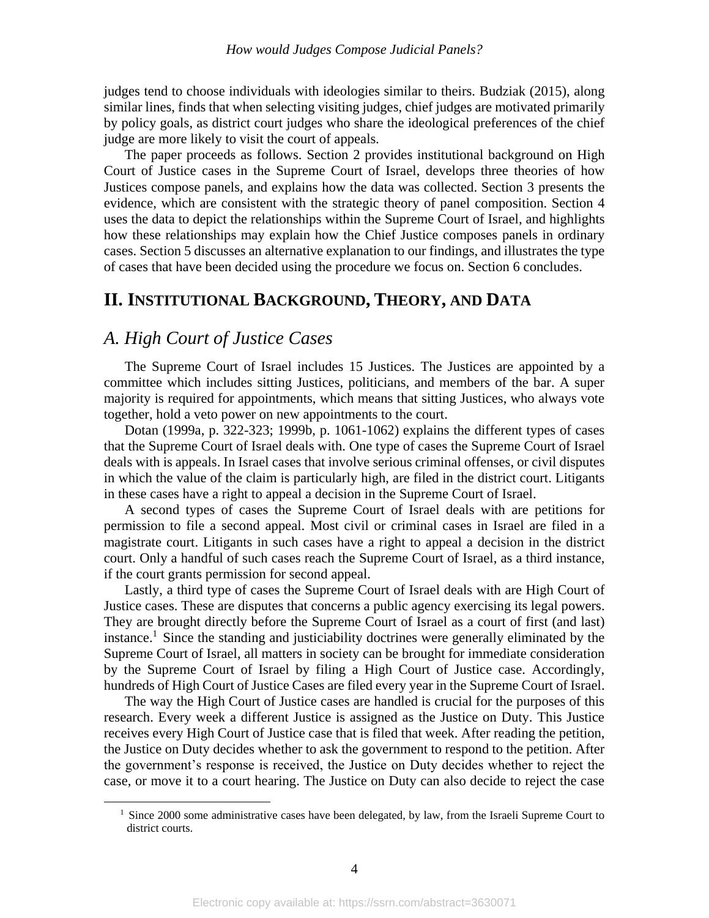judges tend to choose individuals with ideologies similar to theirs. Budziak (2015), along similar lines, finds that when selecting visiting judges, chief judges are motivated primarily by policy goals, as district court judges who share the ideological preferences of the chief judge are more likely to visit the court of appeals.

The paper proceeds as follows. Section 2 provides institutional background on High Court of Justice cases in the Supreme Court of Israel, develops three theories of how Justices compose panels, and explains how the data was collected. Section 3 presents the evidence, which are consistent with the strategic theory of panel composition. Section 4 uses the data to depict the relationships within the Supreme Court of Israel, and highlights how these relationships may explain how the Chief Justice composes panels in ordinary cases. Section 5 discusses an alternative explanation to our findings, and illustrates the type of cases that have been decided using the procedure we focus on. Section 6 concludes.

## II. Institutional Background, Theory, and Data

### A. High Court of Justice Cases

The Supreme Court of Israel includes 15 Justices. The Justices are appointed by a committee which includes sitting Justices, politicians, and members of the bar. A super majority is required for appointments, which means that sitting Justices, who always vote together, hold a veto power on new appointments to the court.

Dotan (1999a, p. 322-323; 1999b, p. 1061-1062) explains the different types of cases that the Supreme Court of Israel deals with. One type of cases the Supreme Court of Israel deals with is appeals. In Israel cases that involve serious criminal offenses, or civil disputes in which the value of the claim is particularly high, are filed in the district court. Litigants in these cases have a right to appeal a decision in the Supreme Court of Israel.

A second types of cases the Supreme Court of Israel deals with are petitions for permission to file a second appeal. Most civil or criminal cases in Israel are filed in a magistrate court. Litigants in such cases have a right to appeal a decision in the district court. Only a handful of such cases reach the Supreme Court of Israel, as a third instance, if the court grants permission for second appeal.

Lastly, a third type of cases the Supreme Court of Israel deals with are High Court of Justice cases. These are disputes that concerns a public agency exercising its legal powers. They are brought directly before the Supreme Court of Israel as a court of first (and last) instance.[1] Since the standing and justiciability doctrines were generally eliminated by the Supreme Court of Israel, all matters in society can be brought for immediate consideration by the Supreme Court of Israel by filing a High Court of Justice case. Accordingly, hundreds of High Court of Justice Cases are filed every year in the Supreme Court of Israel.

The way the High Court of Justice cases are handled is crucial for the purposes of this research. Every week a different Justice is assigned as the Justice on Duty. This Justice receives every High Court of Justice case that is filed that week. After reading the petition, the Justice on Duty decides whether to ask the government to respond to the petition. After the government's response is received, the Justice on Duty decides whether to reject the case, or move it to a court hearing. The Justice on Duty can also decide to reject the case

[1] Since 2000 some administrative cases have been delegated, by law, from the Israeli Supreme Court to district courts.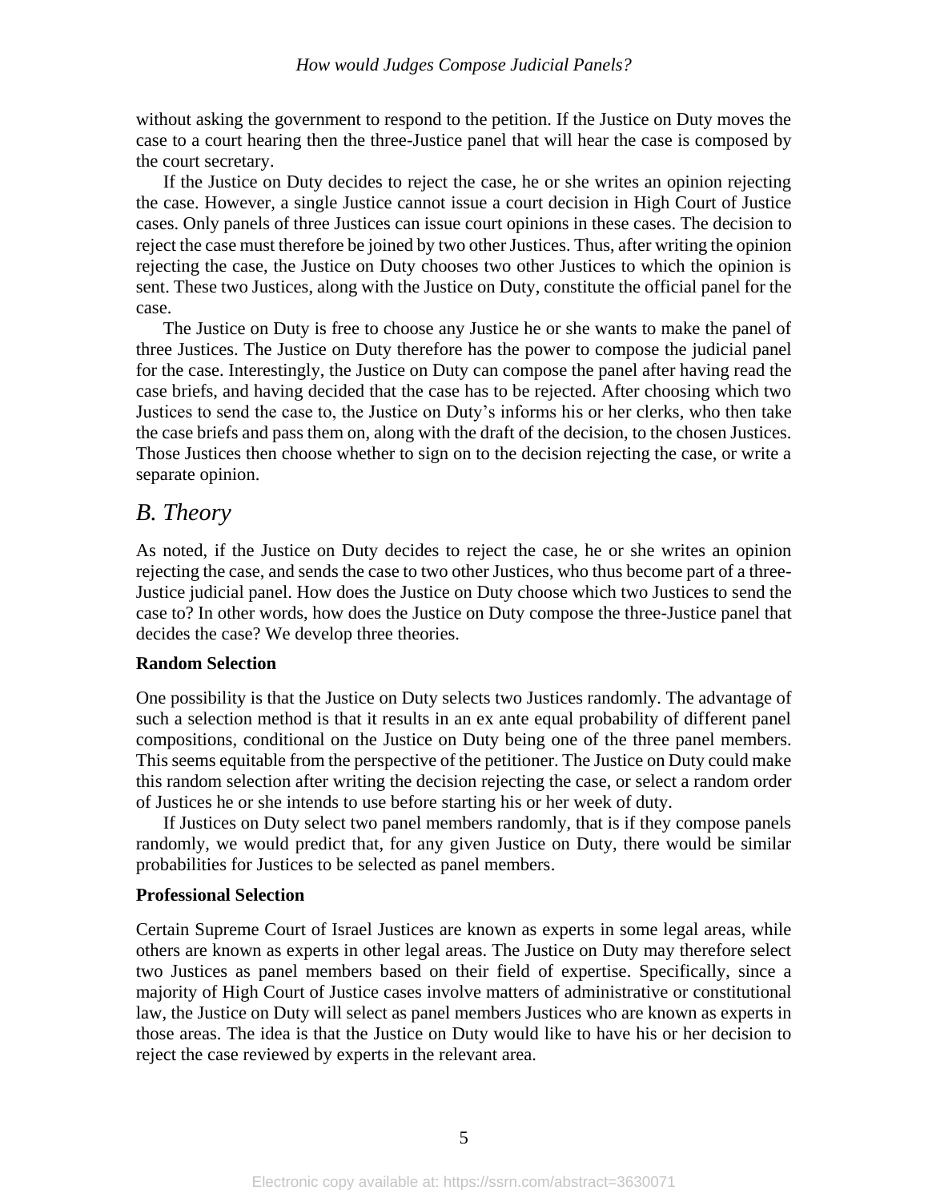without asking the government to respond to the petition. If the Justice on Duty moves the case to a court hearing then the three-Justice panel that will hear the case is composed by the court secretary.

If the Justice on Duty decides to reject the case, he or she writes an opinion rejecting the case. However, a single Justice cannot issue a court decision in High Court of Justice cases. Only panels of three Justices can issue court opinions in these cases. The decision to reject the case must therefore be joined by two other Justices. Thus, after writing the opinion rejecting the case, the Justice on Duty chooses two other Justices to which the opinion is sent. These two Justices, along with the Justice on Duty, constitute the official panel for the case.

The Justice on Duty is free to choose any Justice he or she wants to make the panel of three Justices. The Justice on Duty therefore has the power to compose the judicial panel for the case. Interestingly, the Justice on Duty can compose the panel after having read the case briefs, and having decided that the case has to be rejected. After choosing which two Justices to send the case to, the Justice on Duty's informs his or her clerks, who then take the case briefs and pass them on, along with the draft of the decision, to the chosen Justices. Those Justices then choose whether to sign on to the decision rejecting the case, or write a separate opinion.

## *B. Theory*

As noted, if the Justice on Duty decides to reject the case, he or she writes an opinion rejecting the case, and sends the case to two other Justices, who thus become part of a three-Justice judicial panel. How does the Justice on Duty choose which two Justices to send the case to? In other words, how does the Justice on Duty compose the three-Justice panel that decides the case? We develop three theories.

**Random Selection**

One possibility is that the Justice on Duty selects two Justices randomly. The advantage of such a selection method is that it results in an ex ante equal probability of different panel compositions, conditional on the Justice on Duty being one of the three panel members. This seems equitable from the perspective of the petitioner. The Justice on Duty could make this random selection after writing the decision rejecting the case, or select a random order of Justices he or she intends to use before starting his or her week of duty.

If Justices on Duty select two panel members randomly, that is if they compose panels randomly, we would predict that, for any given Justice on Duty, there would be similar probabilities for Justices to be selected as panel members.

**Professional Selection**

Certain Supreme Court of Israel Justices are known as experts in some legal areas, while others are known as experts in other legal areas. The Justice on Duty may therefore select two Justices as panel members based on their field of expertise. Specifically, since a majority of High Court of Justice cases involve matters of administrative or constitutional law, the Justice on Duty will select as panel members Justices who are known as experts in those areas. The idea is that the Justice on Duty would like to have his or her decision to reject the case reviewed by experts in the relevant area.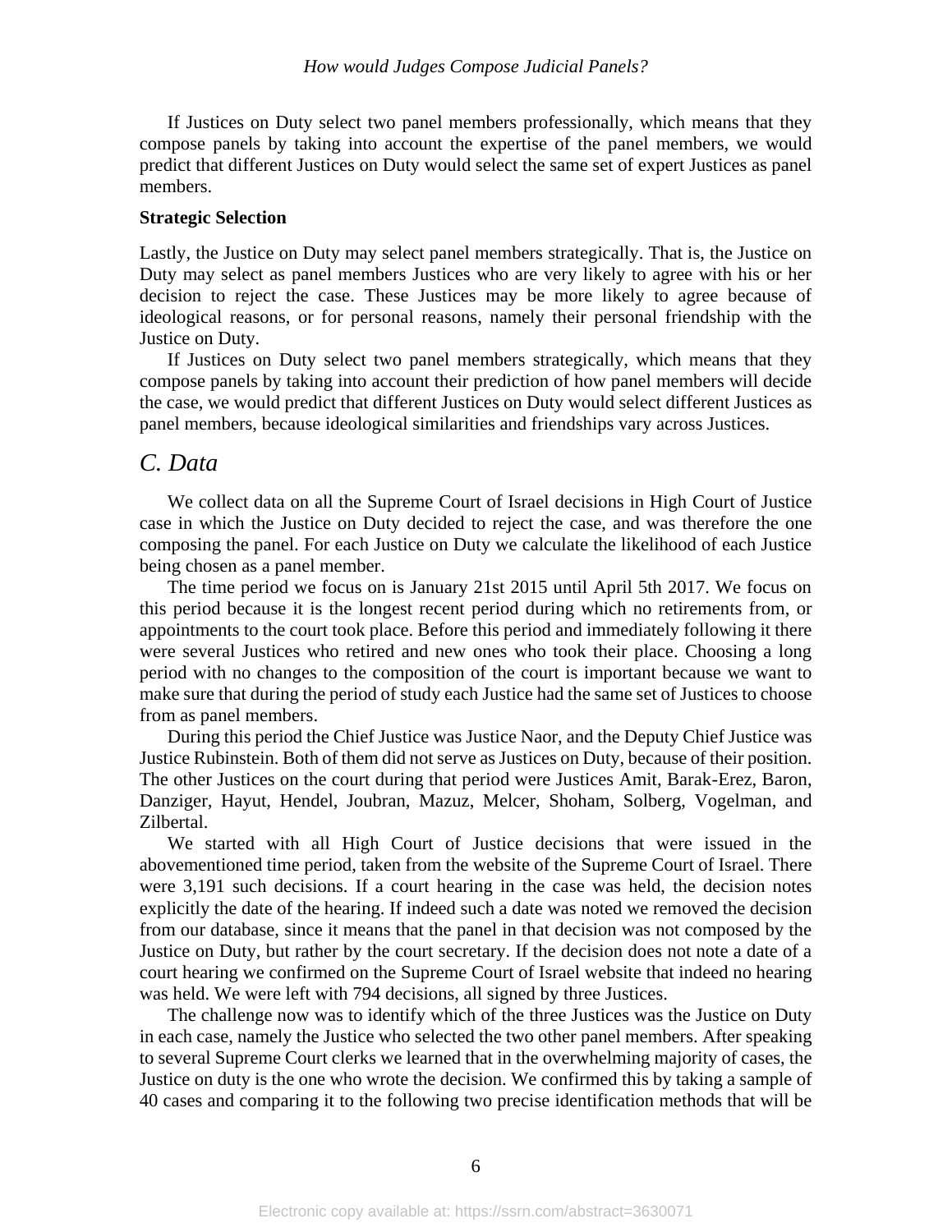If Justices on Duty select two panel members professionally, which means that they compose panels by taking into account the expertise of the panel members, we would predict that different Justices on Duty would select the same set of expert Justices as panel members.

**Strategic Selection**

Lastly, the Justice on Duty may select panel members strategically. That is, the Justice on Duty may select as panel members Justices who are very likely to agree with his or her decision to reject the case. These Justices may be more likely to agree because of ideological reasons, or for personal reasons, namely their personal friendship with the Justice on Duty.

If Justices on Duty select two panel members strategically, which means that they compose panels by taking into account their prediction of how panel members will decide the case, we would predict that different Justices on Duty would select different Justices as panel members, because ideological similarities and friendships vary across Justices.

## *C. Data*

We collect data on all the Supreme Court of Israel decisions in High Court of Justice case in which the Justice on Duty decided to reject the case, and was therefore the one composing the panel. For each Justice on Duty we calculate the likelihood of each Justice being chosen as a panel member.

The time period we focus on is January 21st 2015 until April 5th 2017. We focus on this period because it is the longest recent period during which no retirements from, or appointments to the court took place. Before this period and immediately following it there were several Justices who retired and new ones who took their place. Choosing a long period with no changes to the composition of the court is important because we want to make sure that during the period of study each Justice had the same set of Justices to choose from as panel members.

During this period the Chief Justice was Justice Naor, and the Deputy Chief Justice was Justice Rubinstein. Both of them did not serve as Justices on Duty, because of their position. The other Justices on the court during that period were Justices Amit, Barak-Erez, Baron, Danziger, Hayut, Hendel, Joubran, Mazuz, Melcer, Shoham, Solberg, Vogelman, and Zilbertal.

We started with all High Court of Justice decisions that were issued in the abovementioned time period, taken from the website of the Supreme Court of Israel. There were 3,191 such decisions. If a court hearing in the case was held, the decision notes explicitly the date of the hearing. If indeed such a date was noted we removed the decision from our database, since it means that the panel in that decision was not composed by the Justice on Duty, but rather by the court secretary. If the decision does not note a date of a court hearing we confirmed on the Supreme Court of Israel website that indeed no hearing was held. We were left with 794 decisions, all signed by three Justices.

The challenge now was to identify which of the three Justices was the Justice on Duty in each case, namely the Justice who selected the two other panel members. After speaking to several Supreme Court clerks we learned that in the overwhelming majority of cases, the Justice on duty is the one who wrote the decision. We confirmed this by taking a sample of 40 cases and comparing it to the following two precise identification methods that will be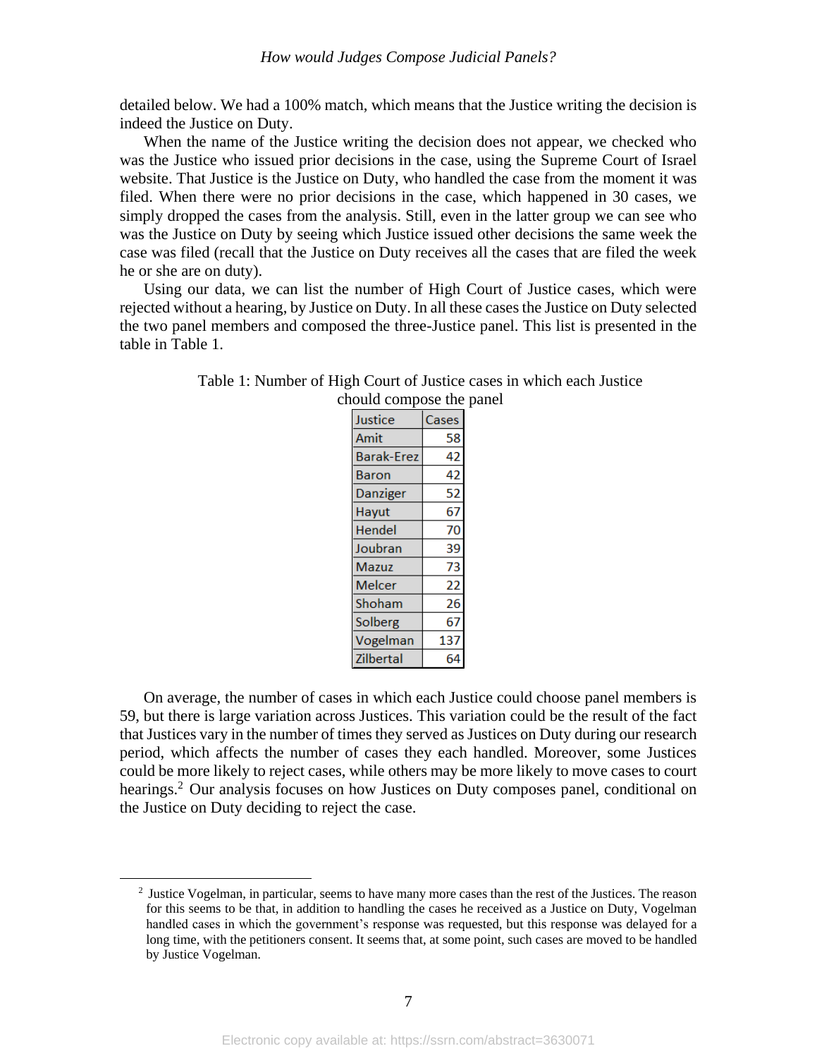detailed below. We had a 100% match, which means that the Justice writing the decision is indeed the Justice on Duty.

When the name of the Justice writing the decision does not appear, we checked who was the Justice who issued prior decisions in the case, using the Supreme Court of Israel website. That Justice is the Justice on Duty, who handled the case from the moment it was filed. When there were no prior decisions in the case, which happened in 30 cases, we simply dropped the cases from the analysis. Still, even in the latter group we can see who was the Justice on Duty by seeing which Justice issued other decisions the same week the case was filed (recall that the Justice on Duty receives all the cases that are filed the week he or she are on duty).

Using our data, we can list the number of High Court of Justice cases, which were rejected without a hearing, by Justice on Duty. In all these cases the Justice on Duty selected the two panel members and composed the three-Justice panel. This list is presented in the table in Table 1.

Table 1: Number of High Court of Justice cases in which each Justice chould compose the panel

| Justice | Cases |
|---|---|
| Amit | 58 |
| Barak-Erez | 42 |
| Baron | 42 |
| Danziger | 52 |
| Hayut | 67 |
| Hendel | 70 |
| Joubran | 39 |
| Mazuz | 73 |
| Melcer | 22 |
| Shoham | 26 |
| Solberg | 67 |
| Vogelman | 137 |
| Zilbertal | 64 |

On average, the number of cases in which each Justice could choose panel members is 59, but there is large variation across Justices. This variation could be the result of the fact that Justices vary in the number of times they served as Justices on Duty during our research period, which affects the number of cases they each handled. Moreover, some Justices could be more likely to reject cases, while others may be more likely to move cases to court hearings.[2] Our analysis focuses on how Justices on Duty composes panel, conditional on the Justice on Duty deciding to reject the case.

[2] Justice Vogelman, in particular, seems to have many more cases than the rest of the Justices. The reason for this seems to be that, in addition to handling the cases he received as a Justice on Duty, Vogelman handled cases in which the government's response was requested, but this response was delayed for a long time, with the petitioners consent. It seems that, at some point, such cases are moved to be handled by Justice Vogelman.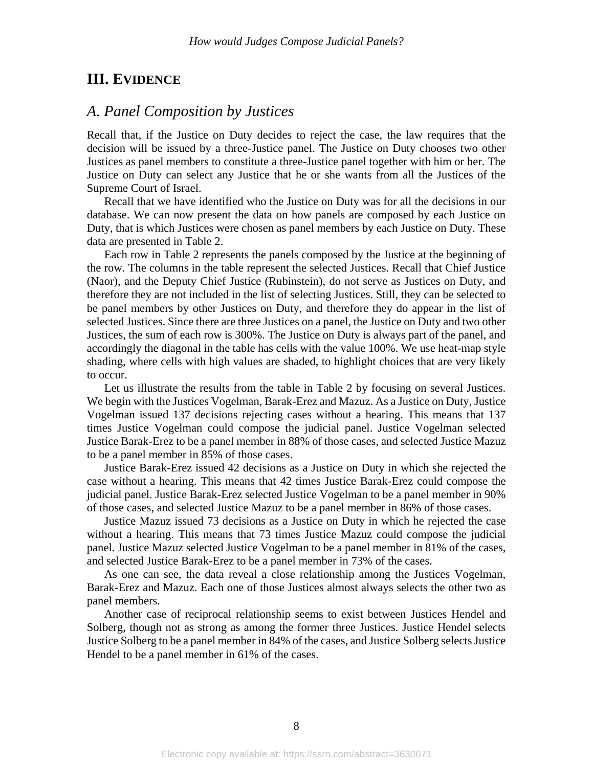## III. EVIDENCE

### *A. Panel Composition by Justices*

Recall that, if the Justice on Duty decides to reject the case, the law requires that the decision will be issued by a three-Justice panel. The Justice on Duty chooses two other Justices as panel members to constitute a three-Justice panel together with him or her. The Justice on Duty can select any Justice that he or she wants from all the Justices of the Supreme Court of Israel.

Recall that we have identified who the Justice on Duty was for all the decisions in our database. We can now present the data on how panels are composed by each Justice on Duty, that is which Justices were chosen as panel members by each Justice on Duty. These data are presented in Table 2.

Each row in Table 2 represents the panels composed by the Justice at the beginning of the row. The columns in the table represent the selected Justices. Recall that Chief Justice (Naor), and the Deputy Chief Justice (Rubinstein), do not serve as Justices on Duty, and therefore they are not included in the list of selecting Justices. Still, they can be selected to be panel members by other Justices on Duty, and therefore they do appear in the list of selected Justices. Since there are three Justices on a panel, the Justice on Duty and two other Justices, the sum of each row is 300%. The Justice on Duty is always part of the panel, and accordingly the diagonal in the table has cells with the value 100%. We use heat-map style shading, where cells with high values are shaded, to highlight choices that are very likely to occur.

Let us illustrate the results from the table in Table 2 by focusing on several Justices. We begin with the Justices Vogelman, Barak-Erez and Mazuz. As a Justice on Duty, Justice Vogelman issued 137 decisions rejecting cases without a hearing. This means that 137 times Justice Vogelman could compose the judicial panel. Justice Vogelman selected Justice Barak-Erez to be a panel member in 88% of those cases, and selected Justice Mazuz to be a panel member in 85% of those cases.

Justice Barak-Erez issued 42 decisions as a Justice on Duty in which she rejected the case without a hearing. This means that 42 times Justice Barak-Erez could compose the judicial panel. Justice Barak-Erez selected Justice Vogelman to be a panel member in 90% of those cases, and selected Justice Mazuz to be a panel member in 86% of those cases.

Justice Mazuz issued 73 decisions as a Justice on Duty in which he rejected the case without a hearing. This means that 73 times Justice Mazuz could compose the judicial panel. Justice Mazuz selected Justice Vogelman to be a panel member in 81% of the cases, and selected Justice Barak-Erez to be a panel member in 73% of the cases.

As one can see, the data reveal a close relationship among the Justices Vogelman, Barak-Erez and Mazuz. Each one of those Justices almost always selects the other two as panel members.

Another case of reciprocal relationship seems to exist between Justices Hendel and Solberg, though not as strong as among the former three Justices. Justice Hendel selects Justice Solberg to be a panel member in 84% of the cases, and Justice Solberg selects Justice Hendel to be a panel member in 61% of the cases.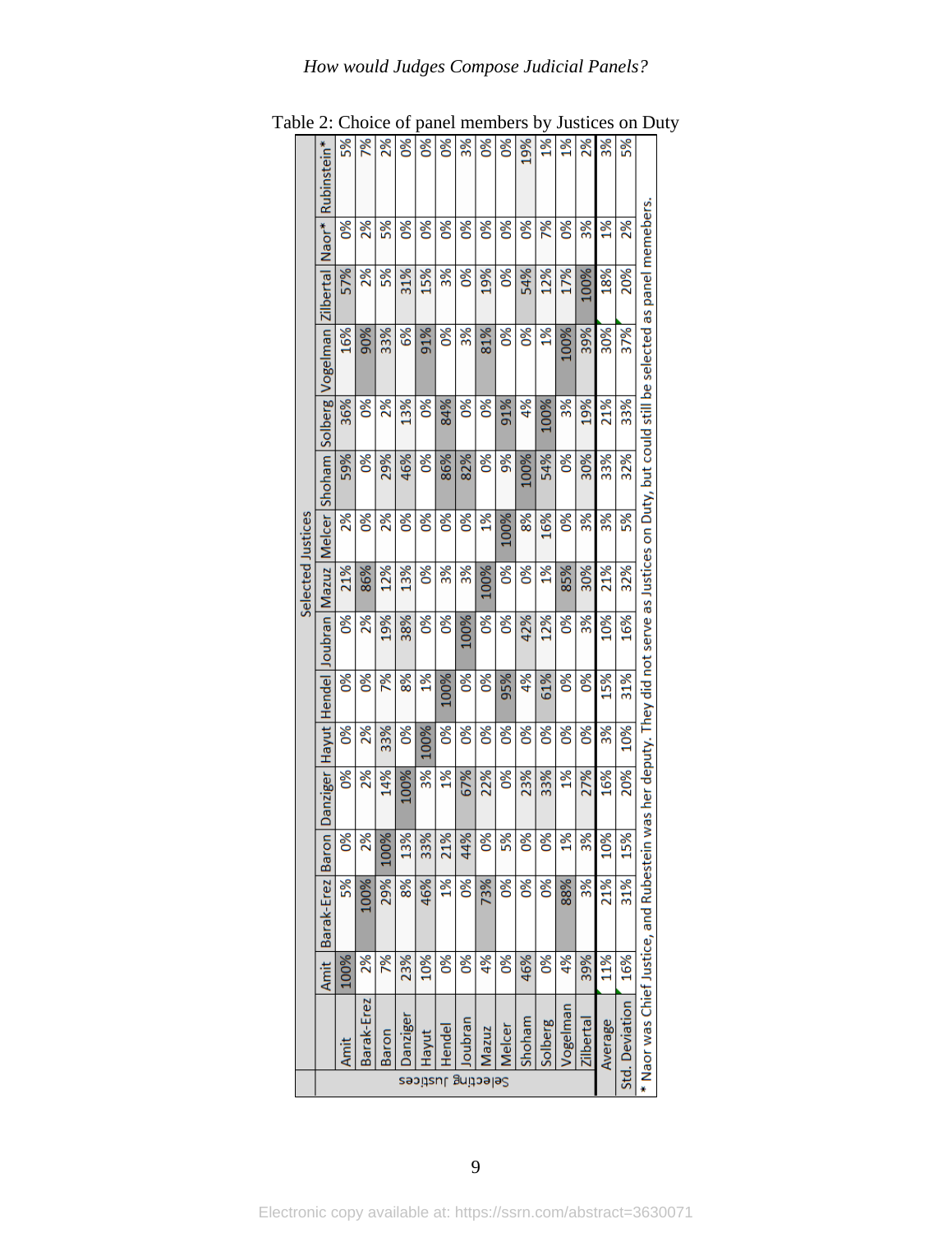Table 2: Choice of panel members by Justices on Duty

| Selecting Justices | Amit | Barak-Erez | Baron | Danziger | Hayut | Hendel | Joubran | Mazuz | Melcer | Shoham | Solberg | Vogelman | Zilbertal | Naor* | Rubinstein* |
|---|---|---|---|---|---|---|---|---|---|---|---|---|---|---|---|
| Amit | 100% | 5% | 0% | 0% | 0% | 0% | 0% | 21% | 2% | 59% | 36% | 16% | 57% | 0% | 5% |
| Barak-Erez | 2% | 100% | 2% | 2% | 2% | 0% | 2% | 86% | 0% | 0% | 0% | 90% | 2% | 2% | 7% |
| Baron | 7% | 29% | 100% | 14% | 33% | 7% | 19% | 12% | 2% | 29% | 2% | 33% | 5% | 5% | 2% |
| Danziger | 23% | 8% | 13% | 100% | 0% | 8% | 38% | 13% | 0% | 46% | 13% | 6% | 31% | 0% | 0% |
| Hayut | 10% | 46% | 33% | 3% | 100% | 1% | 0% | 0% | 0% | 0% | 0% | 91% | 15% | 0% | 0% |
| Hendel | 0% | 1% | 21% | 1% | 0% | 100% | 0% | 3% | 0% | 86% | 84% | 0% | 3% | 0% | 0% |
| Joubran | 0% | 0% | 44% | 67% | 0% | 0% | 100% | 3% | 0% | 82% | 0% | 3% | 0% | 0% | 3% |
| Mazuz | 4% | 73% | 0% | 22% | 0% | 0% | 0% | 100% | 1% | 0% | 0% | 81% | 19% | 0% | 0% |
| Melcer | 0% | 0% | 5% | 0% | 0% | 95% | 0% | 0% | 100% | 9% | 91% | 0% | 0% | 0% | 0% |
| Shoham | 46% | 0% | 0% | 23% | 0% | 4% | 42% | 0% | 8% | 100% | 4% | 0% | 54% | 0% | 19% |
| Solberg | 0% | 0% | 0% | 33% | 0% | 61% | 12% | 1% | 16% | 54% | 100% | 1% | 12% | 7% | 1% |
| Vogelman | 4% | 88% | 1% | 1% | 0% | 0% | 0% | 85% | 0% | 0% | 3% | 100% | 17% | 0% | 1% |
| Zilbertal | 39% | 3% | 3% | 27% | 0% | 0% | 3% | 30% | 3% | 30% | 19% | 39% | 100% | 3% | 2% |
| Average | 11% | 21% | 10% | 16% | 3% | 15% | 10% | 21% | 3% | 33% | 21% | 30% | 18% | 1% | 3% |
| Std. Deviation | 16% | 31% | 15% | 20% | 10% | 31% | 16% | 32% | 5% | 32% | 33% | 37% | 20% | 2% | 5% |

\* Naor was Chief Justice, and Rubestein was her deputy. They did not serve as Justices on Duty, but could still be selected as panel memebers.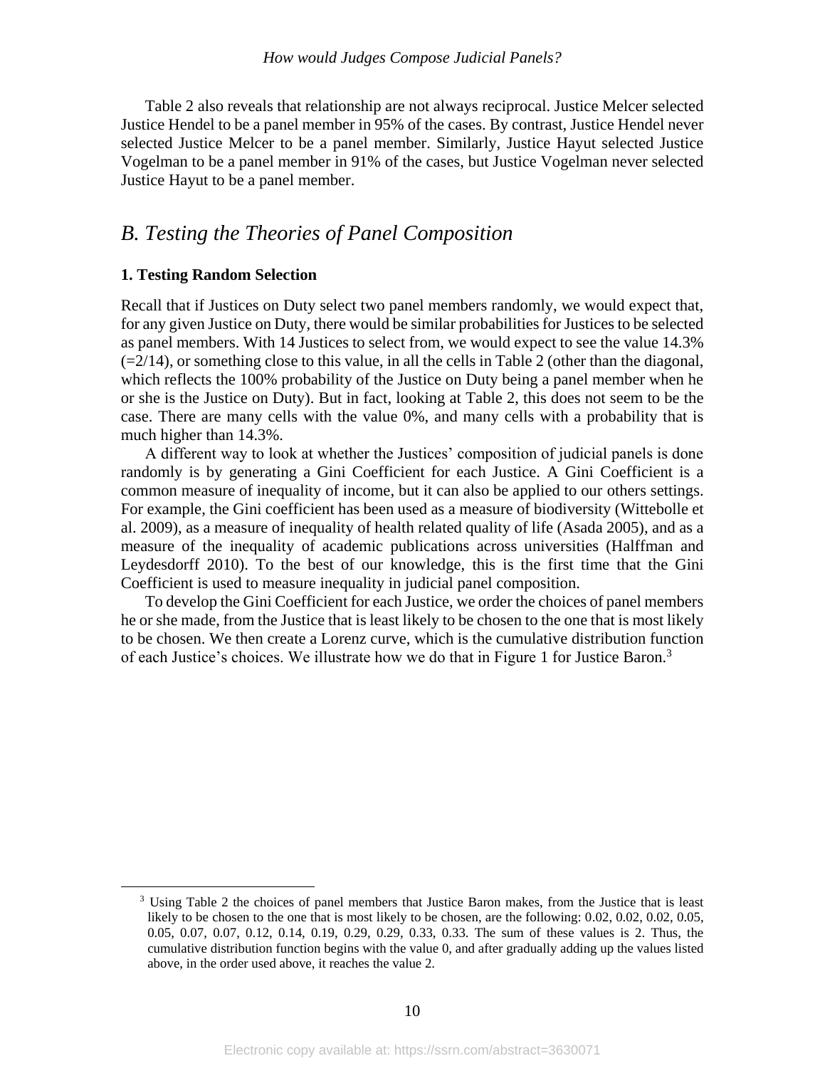Table 2 also reveals that relationship are not always reciprocal. Justice Melcer selected Justice Hendel to be a panel member in 95% of the cases. By contrast, Justice Hendel never selected Justice Melcer to be a panel member. Similarly, Justice Hayut selected Justice Vogelman to be a panel member in 91% of the cases, but Justice Vogelman never selected Justice Hayut to be a panel member.

## *B. Testing the Theories of Panel Composition*

### 1. Testing Random Selection

Recall that if Justices on Duty select two panel members randomly, we would expect that, for any given Justice on Duty, there would be similar probabilities for Justices to be selected as panel members. With 14 Justices to select from, we would expect to see the value 14.3% (=2/14), or something close to this value, in all the cells in Table 2 (other than the diagonal, which reflects the 100% probability of the Justice on Duty being a panel member when he or she is the Justice on Duty). But in fact, looking at Table 2, this does not seem to be the case. There are many cells with the value 0%, and many cells with a probability that is much higher than 14.3%.

A different way to look at whether the Justices' composition of judicial panels is done randomly is by generating a Gini Coefficient for each Justice. A Gini Coefficient is a common measure of inequality of income, but it can also be applied to our others settings. For example, the Gini coefficient has been used as a measure of biodiversity (Wittebolle et al. 2009), as a measure of inequality of health related quality of life (Asada 2005), and as a measure of the inequality of academic publications across universities (Halffman and Leydesdorff 2010). To the best of our knowledge, this is the first time that the Gini Coefficient is used to measure inequality in judicial panel composition.

To develop the Gini Coefficient for each Justice, we order the choices of panel members he or she made, from the Justice that is least likely to be chosen to the one that is most likely to be chosen. We then create a Lorenz curve, which is the cumulative distribution function of each Justice's choices. We illustrate how we do that in Figure 1 for Justice Baron.[3]

[3] Using Table 2 the choices of panel members that Justice Baron makes, from the Justice that is least likely to be chosen to the one that is most likely to be chosen, are the following: 0.02, 0.02, 0.02, 0.05, 0.05, 0.07, 0.07, 0.12, 0.14, 0.19, 0.29, 0.29, 0.33, 0.33. The sum of these values is 2. Thus, the cumulative distribution function begins with the value 0, and after gradually adding up the values listed above, in the order used above, it reaches the value 2.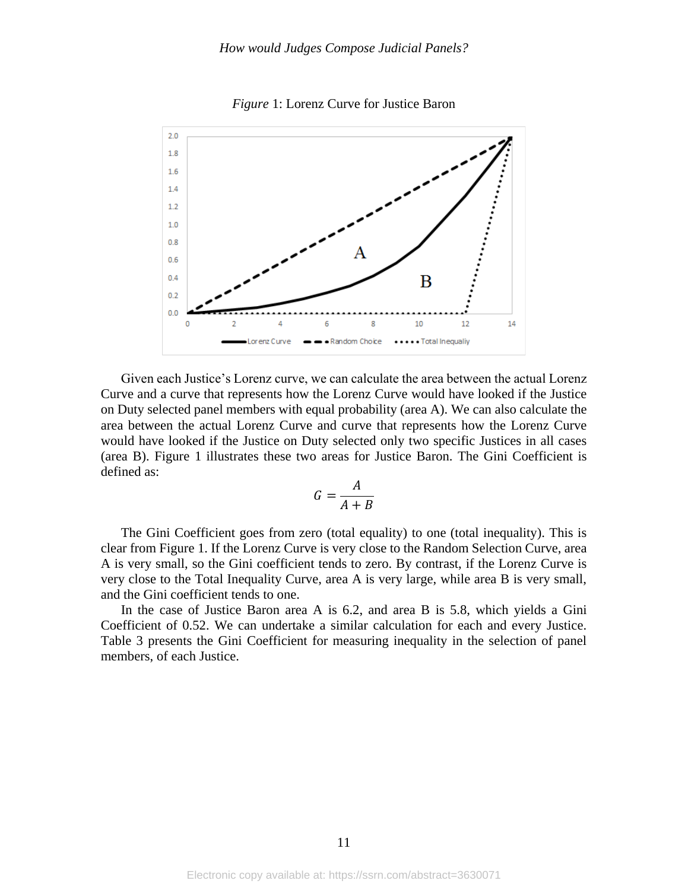*Figure* 1: Lorenz Curve for Justice Baron

Given each Justice's Lorenz curve, we can calculate the area between the actual Lorenz Curve and a curve that represents how the Lorenz Curve would have looked if the Justice on Duty selected panel members with equal probability (area A). We can also calculate the area between the actual Lorenz Curve and curve that represents how the Lorenz Curve would have looked if the Justice on Duty selected only two specific Justices in all cases (area B). Figure 1 illustrates these two areas for Justice Baron. The Gini Coefficient is defined as:

$$G = \frac{A}{A + B}$$

The Gini Coefficient goes from zero (total equality) to one (total inequality). This is clear from Figure 1. If the Lorenz Curve is very close to the Random Selection Curve, area A is very small, so the Gini coefficient tends to zero. By contrast, if the Lorenz Curve is very close to the Total Inequality Curve, area A is very large, while area B is very small, and the Gini coefficient tends to one.

In the case of Justice Baron area A is 6.2, and area B is 5.8, which yields a Gini Coefficient of 0.52. We can undertake a similar calculation for each and every Justice. Table 3 presents the Gini Coefficient for measuring inequality in the selection of panel members, of each Justice.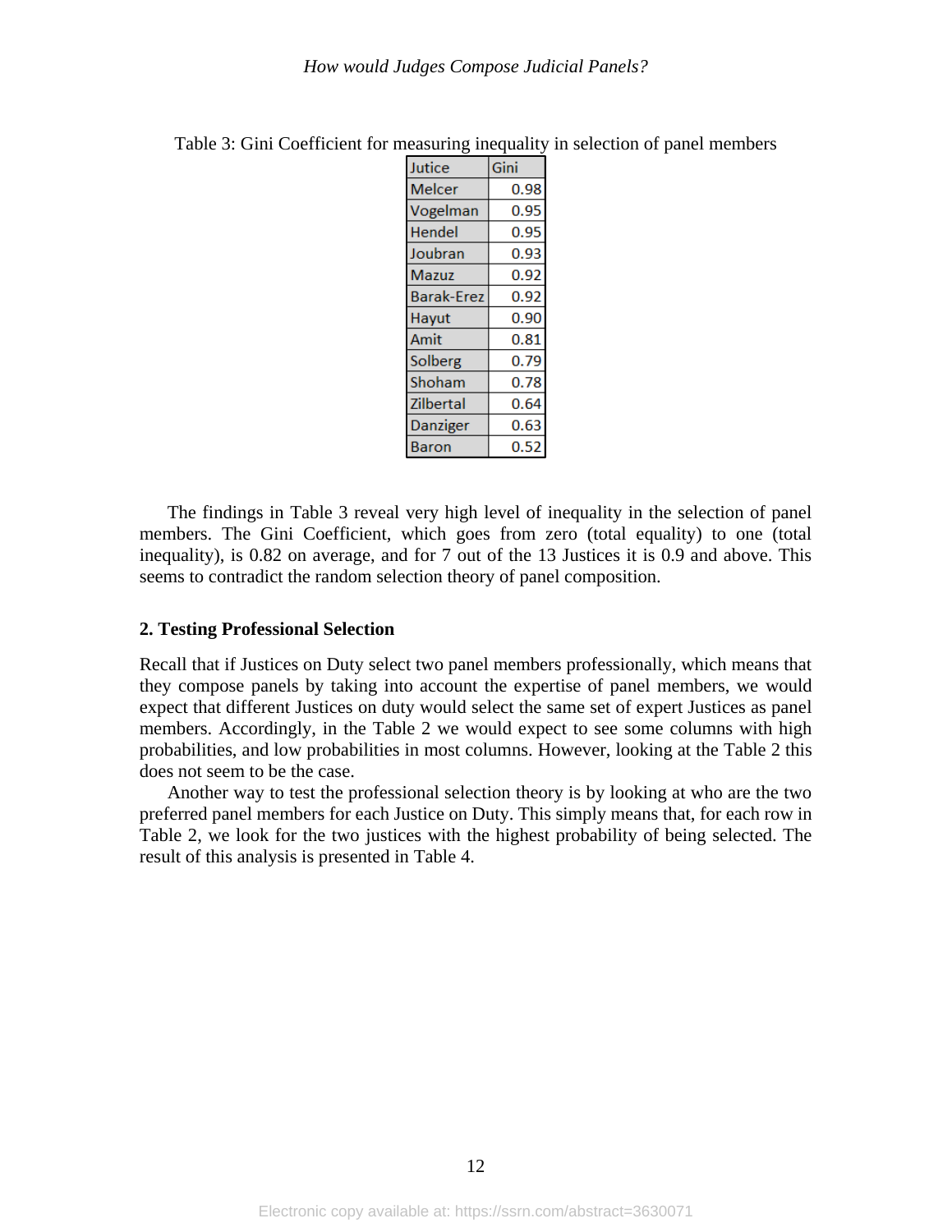Table 3: Gini Coefficient for measuring inequality in selection of panel members

| Jutice | Gini |
|---|---|
| Melcer | 0.98 |
| Vogelman | 0.95 |
| Hendel | 0.95 |
| Joubran | 0.93 |
| Mazuz | 0.92 |
| Barak-Erez | 0.92 |
| Hayut | 0.90 |
| Amit | 0.81 |
| Solberg | 0.79 |
| Shoham | 0.78 |
| Zilbertal | 0.64 |
| Danziger | 0.63 |
| Baron | 0.52 |

The findings in Table 3 reveal very high level of inequality in the selection of panel members. The Gini Coefficient, which goes from zero (total equality) to one (total inequality), is 0.82 on average, and for 7 out of the 13 Justices it is 0.9 and above. This seems to contradict the random selection theory of panel composition.

### 2. Testing Professional Selection

Recall that if Justices on Duty select two panel members professionally, which means that they compose panels by taking into account the expertise of panel members, we would expect that different Justices on duty would select the same set of expert Justices as panel members. Accordingly, in the Table 2 we would expect to see some columns with high probabilities, and low probabilities in most columns. However, looking at the Table 2 this does not seem to be the case.

Another way to test the professional selection theory is by looking at who are the two preferred panel members for each Justice on Duty. This simply means that, for each row in Table 2, we look for the two justices with the highest probability of being selected. The result of this analysis is presented in Table 4.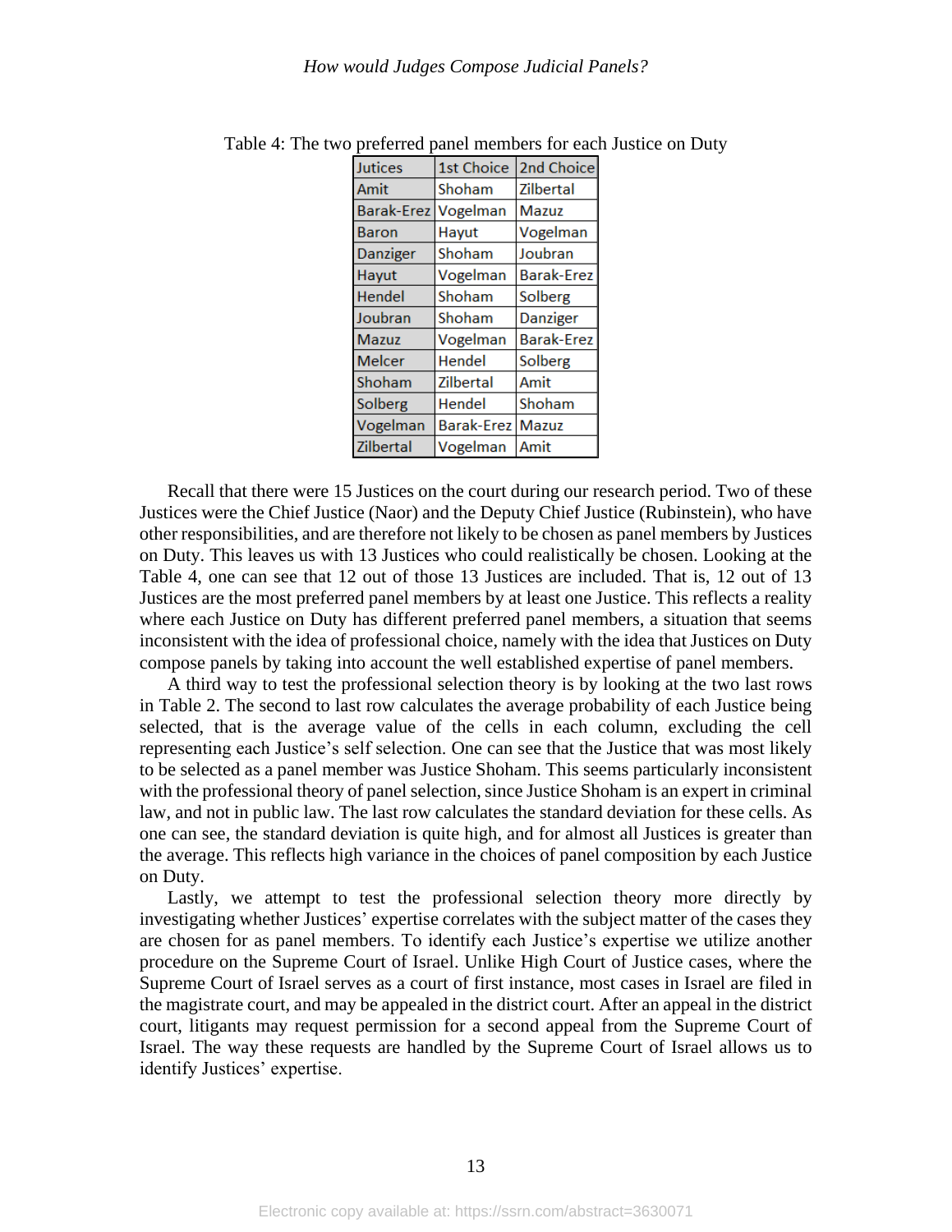Table 4: The two preferred panel members for each Justice on Duty

| Jutices | 1st Choice | 2nd Choice |
|---|---|---|
| Amit | Shoham | Zilbertal |
| Barak-Erez | Vogelman | Mazuz |
| Baron | Hayut | Vogelman |
| Danziger | Shoham | Joubran |
| Hayut | Vogelman | Barak-Erez |
| Hendel | Shoham | Solberg |
| Joubran | Shoham | Danziger |
| Mazuz | Vogelman | Barak-Erez |
| Melcer | Hendel | Solberg |
| Shoham | Zilbertal | Amit |
| Solberg | Hendel | Shoham |
| Vogelman | Barak-Erez | Mazuz |
| Zilbertal | Vogelman | Amit |

Recall that there were 15 Justices on the court during our research period. Two of these Justices were the Chief Justice (Naor) and the Deputy Chief Justice (Rubinstein), who have other responsibilities, and are therefore not likely to be chosen as panel members by Justices on Duty. This leaves us with 13 Justices who could realistically be chosen. Looking at the Table 4, one can see that 12 out of those 13 Justices are included. That is, 12 out of 13 Justices are the most preferred panel members by at least one Justice. This reflects a reality where each Justice on Duty has different preferred panel members, a situation that seems inconsistent with the idea of professional choice, namely with the idea that Justices on Duty compose panels by taking into account the well established expertise of panel members.

A third way to test the professional selection theory is by looking at the two last rows in Table 2. The second to last row calculates the average probability of each Justice being selected, that is the average value of the cells in each column, excluding the cell representing each Justice's self selection. One can see that the Justice that was most likely to be selected as a panel member was Justice Shoham. This seems particularly inconsistent with the professional theory of panel selection, since Justice Shoham is an expert in criminal law, and not in public law. The last row calculates the standard deviation for these cells. As one can see, the standard deviation is quite high, and for almost all Justices is greater than the average. This reflects high variance in the choices of panel composition by each Justice on Duty.

Lastly, we attempt to test the professional selection theory more directly by investigating whether Justices' expertise correlates with the subject matter of the cases they are chosen for as panel members. To identify each Justice's expertise we utilize another procedure on the Supreme Court of Israel. Unlike High Court of Justice cases, where the Supreme Court of Israel serves as a court of first instance, most cases in Israel are filed in the magistrate court, and may be appealed in the district court. After an appeal in the district court, litigants may request permission for a second appeal from the Supreme Court of Israel. The way these requests are handled by the Supreme Court of Israel allows us to identify Justices' expertise.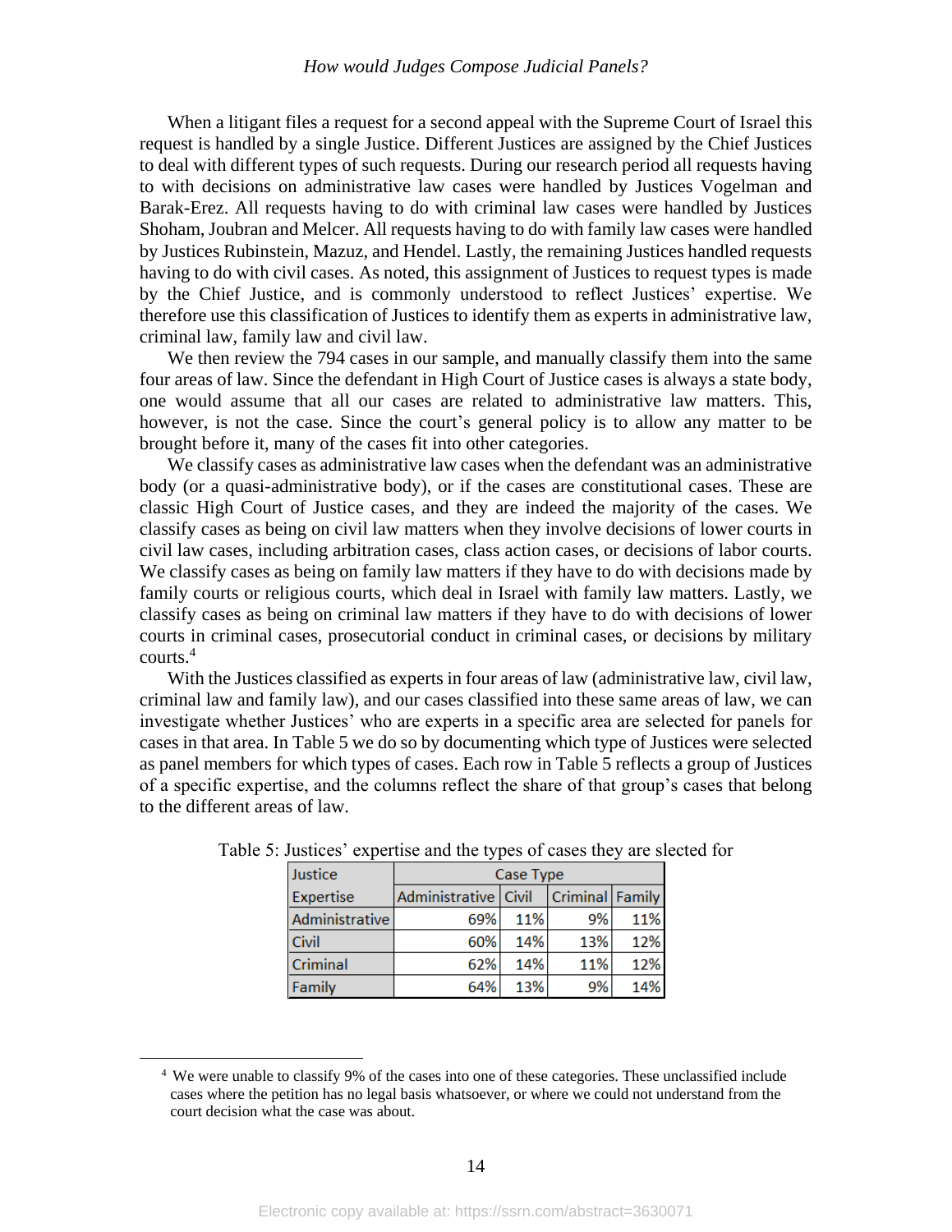When a litigant files a request for a second appeal with the Supreme Court of Israel this request is handled by a single Justice. Different Justices are assigned by the Chief Justices to deal with different types of such requests. During our research period all requests having to with decisions on administrative law cases were handled by Justices Vogelman and Barak-Erez. All requests having to do with criminal law cases were handled by Justices Shoham, Joubran and Melcer. All requests having to do with family law cases were handled by Justices Rubinstein, Mazuz, and Hendel. Lastly, the remaining Justices handled requests having to do with civil cases. As noted, this assignment of Justices to request types is made by the Chief Justice, and is commonly understood to reflect Justices' expertise. We therefore use this classification of Justices to identify them as experts in administrative law, criminal law, family law and civil law.

We then review the 794 cases in our sample, and manually classify them into the same four areas of law. Since the defendant in High Court of Justice cases is always a state body, one would assume that all our cases are related to administrative law matters. This, however, is not the case. Since the court's general policy is to allow any matter to be brought before it, many of the cases fit into other categories.

We classify cases as administrative law cases when the defendant was an administrative body (or a quasi-administrative body), or if the cases are constitutional cases. These are classic High Court of Justice cases, and they are indeed the majority of the cases. We classify cases as being on civil law matters when they involve decisions of lower courts in civil law cases, including arbitration cases, class action cases, or decisions of labor courts. We classify cases as being on family law matters if they have to do with decisions made by family courts or religious courts, which deal in Israel with family law matters. Lastly, we classify cases as being on criminal law matters if they have to do with decisions of lower courts in criminal cases, prosecutorial conduct in criminal cases, or decisions by military courts.[4]

With the Justices classified as experts in four areas of law (administrative law, civil law, criminal law and family law), and our cases classified into these same areas of law, we can investigate whether Justices' who are experts in a specific area are selected for panels for cases in that area. In Table 5 we do so by documenting which type of Justices were selected as panel members for which types of cases. Each row in Table 5 reflects a group of Justices of a specific expertise, and the columns reflect the share of that group's cases that belong to the different areas of law.

Table 5: Justices' expertise and the types of cases they are slected for

| Justice Expertise | Case Type | | | |
|---|---|---|---|---|
| | Administrative | Civil | Criminal | Family |
| Administrative | 69% | 11% | 9% | 11% |
| Civil | 60% | 14% | 13% | 12% |
| Criminal | 62% | 14% | 11% | 12% |
| Family | 64% | 13% | 9% | 14% |

[4] We were unable to classify 9% of the cases into one of these categories. These unclassified include cases where the petition has no legal basis whatsoever, or where we could not understand from the court decision what the case was about.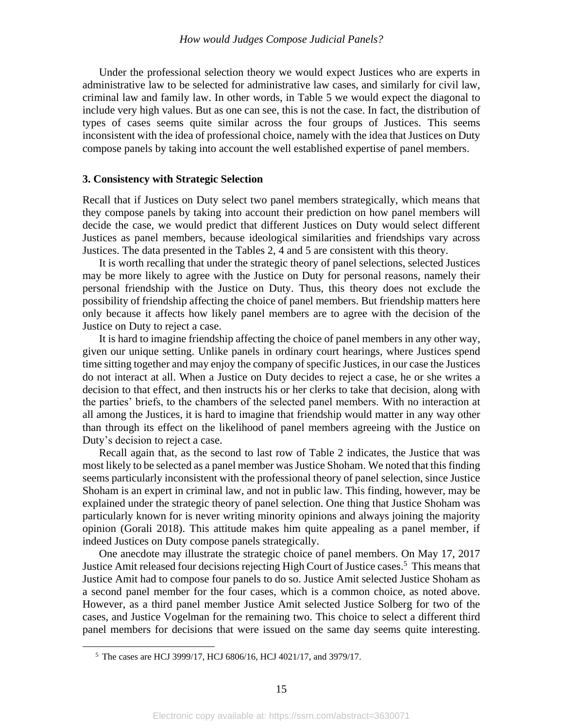Under the professional selection theory we would expect Justices who are experts in administrative law to be selected for administrative law cases, and similarly for civil law, criminal law and family law. In other words, in Table 5 we would expect the diagonal to include very high values. But as one can see, this is not the case. In fact, the distribution of types of cases seems quite similar across the four groups of Justices. This seems inconsistent with the idea of professional choice, namely with the idea that Justices on Duty compose panels by taking into account the well established expertise of panel members.

### 3. Consistency with Strategic Selection

Recall that if Justices on Duty select two panel members strategically, which means that they compose panels by taking into account their prediction on how panel members will decide the case, we would predict that different Justices on Duty would select different Justices as panel members, because ideological similarities and friendships vary across Justices. The data presented in the Tables 2, 4 and 5 are consistent with this theory.

It is worth recalling that under the strategic theory of panel selections, selected Justices may be more likely to agree with the Justice on Duty for personal reasons, namely their personal friendship with the Justice on Duty. Thus, this theory does not exclude the possibility of friendship affecting the choice of panel members. But friendship matters here only because it affects how likely panel members are to agree with the decision of the Justice on Duty to reject a case.

It is hard to imagine friendship affecting the choice of panel members in any other way, given our unique setting. Unlike panels in ordinary court hearings, where Justices spend time sitting together and may enjoy the company of specific Justices, in our case the Justices do not interact at all. When a Justice on Duty decides to reject a case, he or she writes a decision to that effect, and then instructs his or her clerks to take that decision, along with the parties' briefs, to the chambers of the selected panel members. With no interaction at all among the Justices, it is hard to imagine that friendship would matter in any way other than through its effect on the likelihood of panel members agreeing with the Justice on Duty's decision to reject a case.

Recall again that, as the second to last row of Table 2 indicates, the Justice that was most likely to be selected as a panel member was Justice Shoham. We noted that this finding seems particularly inconsistent with the professional theory of panel selection, since Justice Shoham is an expert in criminal law, and not in public law. This finding, however, may be explained under the strategic theory of panel selection. One thing that Justice Shoham was particularly known for is never writing minority opinions and always joining the majority opinion (Gorali 2018). This attitude makes him quite appealing as a panel member, if indeed Justices on Duty compose panels strategically.

One anecdote may illustrate the strategic choice of panel members. On May 17, 2017 Justice Amit released four decisions rejecting High Court of Justice cases.[5] This means that Justice Amit had to compose four panels to do so. Justice Amit selected Justice Shoham as a second panel member for the four cases, which is a common choice, as noted above. However, as a third panel member Justice Amit selected Justice Solberg for two of the cases, and Justice Vogelman for the remaining two. This choice to select a different third panel members for decisions that were issued on the same day seems quite interesting.

[5] The cases are HCJ 3999/17, HCJ 6806/16, HCJ 4021/17, and 3979/17.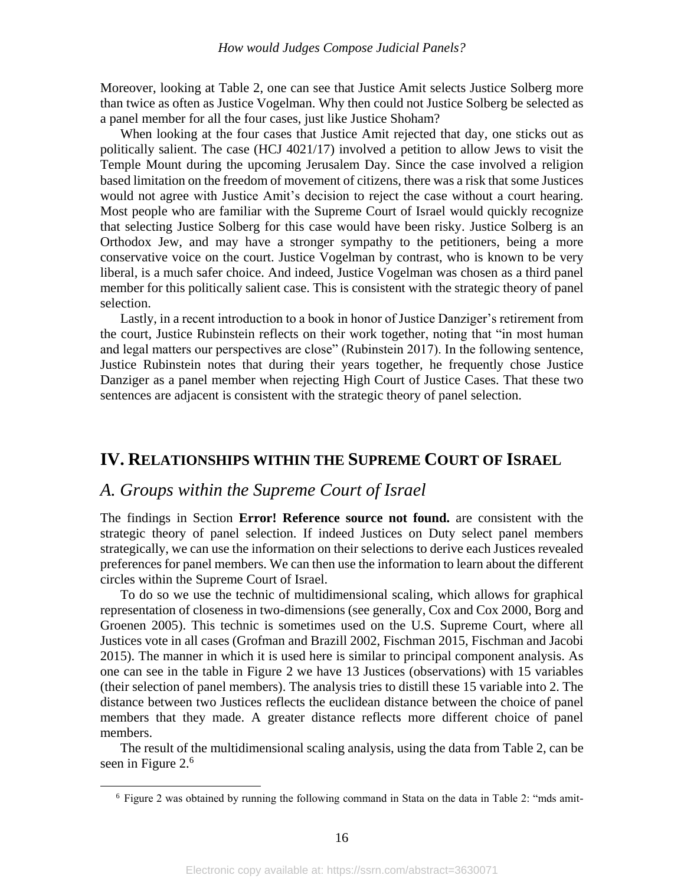Moreover, looking at Table 2, one can see that Justice Amit selects Justice Solberg more than twice as often as Justice Vogelman. Why then could not Justice Solberg be selected as a panel member for all the four cases, just like Justice Shoham?

When looking at the four cases that Justice Amit rejected that day, one sticks out as politically salient. The case (HCJ 4021/17) involved a petition to allow Jews to visit the Temple Mount during the upcoming Jerusalem Day. Since the case involved a religion based limitation on the freedom of movement of citizens, there was a risk that some Justices would not agree with Justice Amit's decision to reject the case without a court hearing. Most people who are familiar with the Supreme Court of Israel would quickly recognize that selecting Justice Solberg for this case would have been risky. Justice Solberg is an Orthodox Jew, and may have a stronger sympathy to the petitioners, being a more conservative voice on the court. Justice Vogelman by contrast, who is known to be very liberal, is a much safer choice. And indeed, Justice Vogelman was chosen as a third panel member for this politically salient case. This is consistent with the strategic theory of panel selection.

Lastly, in a recent introduction to a book in honor of Justice Danziger's retirement from the court, Justice Rubinstein reflects on their work together, noting that "in most human and legal matters our perspectives are close" (Rubinstein 2017). In the following sentence, Justice Rubinstein notes that during their years together, he frequently chose Justice Danziger as a panel member when rejecting High Court of Justice Cases. That these two sentences are adjacent is consistent with the strategic theory of panel selection.

# IV. Relationships within the Supreme Court of Israel

## A. Groups within the Supreme Court of Israel

The findings in Section **Error! Reference source not found.** are consistent with the strategic theory of panel selection. If indeed Justices on Duty select panel members strategically, we can use the information on their selections to derive each Justices revealed preferences for panel members. We can then use the information to learn about the different circles within the Supreme Court of Israel.

To do so we use the technic of multidimensional scaling, which allows for graphical representation of closeness in two-dimensions (see generally, Cox and Cox 2000, Borg and Groenen 2005). This technic is sometimes used on the U.S. Supreme Court, where all Justices vote in all cases (Grofman and Brazill 2002, Fischman 2015, Fischman and Jacobi 2015). The manner in which it is used here is similar to principal component analysis. As one can see in the table in Figure 2 we have 13 Justices (observations) with 15 variables (their selection of panel members). The analysis tries to distill these 15 variable into 2. The distance between two Justices reflects the euclidean distance between the choice of panel members that they made. A greater distance reflects more different choice of panel members.

The result of the multidimensional scaling analysis, using the data from Table 2, can be seen in Figure 2.[6]

[6] Figure 2 was obtained by running the following command in Stata on the data in Table 2: "mds amit-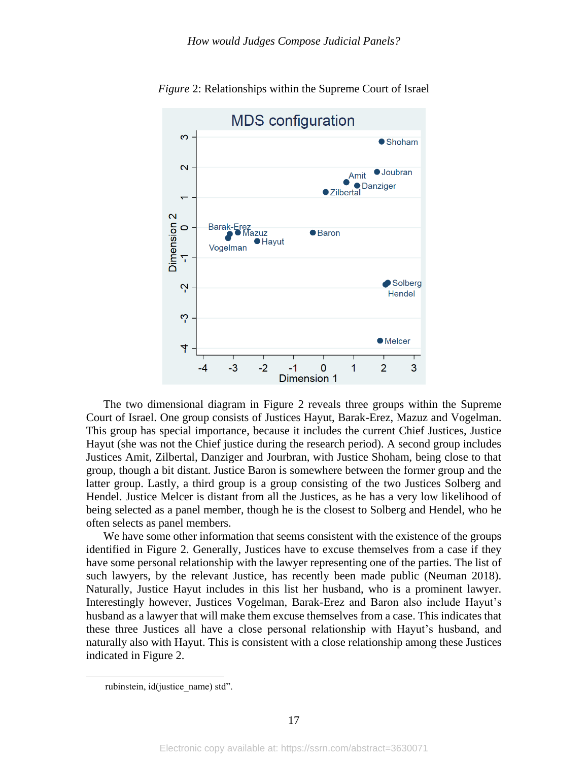*Figure* 2: Relationships within the Supreme Court of Israel

The two dimensional diagram in Figure 2 reveals three groups within the Supreme Court of Israel. One group consists of Justices Hayut, Barak-Erez, Mazuz and Vogelman. This group has special importance, because it includes the current Chief Justices, Justice Hayut (she was not the Chief justice during the research period). A second group includes Justices Amit, Zilbertal, Danziger and Jourbran, with Justice Shoham, being close to that group, though a bit distant. Justice Baron is somewhere between the former group and the latter group. Lastly, a third group is a group consisting of the two Justices Solberg and Hendel. Justice Melcer is distant from all the Justices, as he has a very low likelihood of being selected as a panel member, though he is the closest to Solberg and Hendel, who he often selects as panel members.

We have some other information that seems consistent with the existence of the groups identified in Figure 2. Generally, Justices have to excuse themselves from a case if they have some personal relationship with the lawyer representing one of the parties. The list of such lawyers, by the relevant Justice, has recently been made public (Neuman 2018). Naturally, Justice Hayut includes in this list her husband, who is a prominent lawyer. Interestingly however, Justices Vogelman, Barak-Erez and Baron also include Hayut's husband as a lawyer that will make them excuse themselves from a case. This indicates that these three Justices all have a close personal relationship with Hayut's husband, and naturally also with Hayut. This is consistent with a close relationship among these Justices indicated in Figure 2.

---

rubinstein, id(justice_name) std".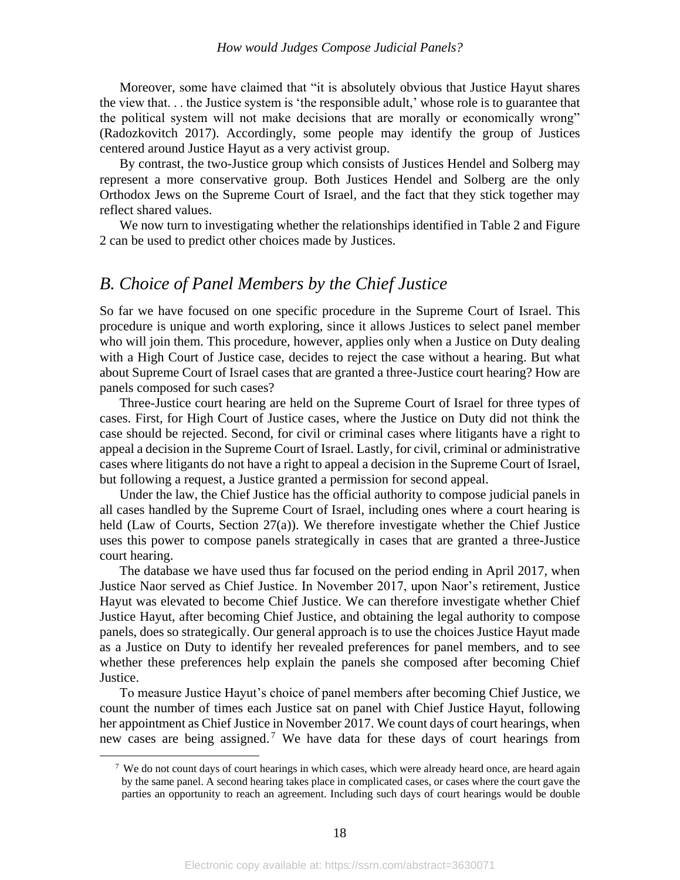Moreover, some have claimed that "it is absolutely obvious that Justice Hayut shares the view that. . . the Justice system is 'the responsible adult,' whose role is to guarantee that the political system will not make decisions that are morally or economically wrong" (Radozkovitch 2017). Accordingly, some people may identify the group of Justices centered around Justice Hayut as a very activist group.

By contrast, the two-Justice group which consists of Justices Hendel and Solberg may represent a more conservative group. Both Justices Hendel and Solberg are the only Orthodox Jews on the Supreme Court of Israel, and the fact that they stick together may reflect shared values.

We now turn to investigating whether the relationships identified in Table 2 and Figure 2 can be used to predict other choices made by Justices.

## *B. Choice of Panel Members by the Chief Justice*

So far we have focused on one specific procedure in the Supreme Court of Israel. This procedure is unique and worth exploring, since it allows Justices to select panel member who will join them. This procedure, however, applies only when a Justice on Duty dealing with a High Court of Justice case, decides to reject the case without a hearing. But what about Supreme Court of Israel cases that are granted a three-Justice court hearing? How are panels composed for such cases?

Three-Justice court hearing are held on the Supreme Court of Israel for three types of cases. First, for High Court of Justice cases, where the Justice on Duty did not think the case should be rejected. Second, for civil or criminal cases where litigants have a right to appeal a decision in the Supreme Court of Israel. Lastly, for civil, criminal or administrative cases where litigants do not have a right to appeal a decision in the Supreme Court of Israel, but following a request, a Justice granted a permission for second appeal.

Under the law, the Chief Justice has the official authority to compose judicial panels in all cases handled by the Supreme Court of Israel, including ones where a court hearing is held (Law of Courts, Section 27(a)). We therefore investigate whether the Chief Justice uses this power to compose panels strategically in cases that are granted a three-Justice court hearing.

The database we have used thus far focused on the period ending in April 2017, when Justice Naor served as Chief Justice. In November 2017, upon Naor's retirement, Justice Hayut was elevated to become Chief Justice. We can therefore investigate whether Chief Justice Hayut, after becoming Chief Justice, and obtaining the legal authority to compose panels, does so strategically. Our general approach is to use the choices Justice Hayut made as a Justice on Duty to identify her revealed preferences for panel members, and to see whether these preferences help explain the panels she composed after becoming Chief Justice.

To measure Justice Hayut's choice of panel members after becoming Chief Justice, we count the number of times each Justice sat on panel with Chief Justice Hayut, following her appointment as Chief Justice in November 2017. We count days of court hearings, when new cases are being assigned.[7] We have data for these days of court hearings from

[7] We do not count days of court hearings in which cases, which were already heard once, are heard again by the same panel. A second hearing takes place in complicated cases, or cases where the court gave the parties an opportunity to reach an agreement. Including such days of court hearings would be double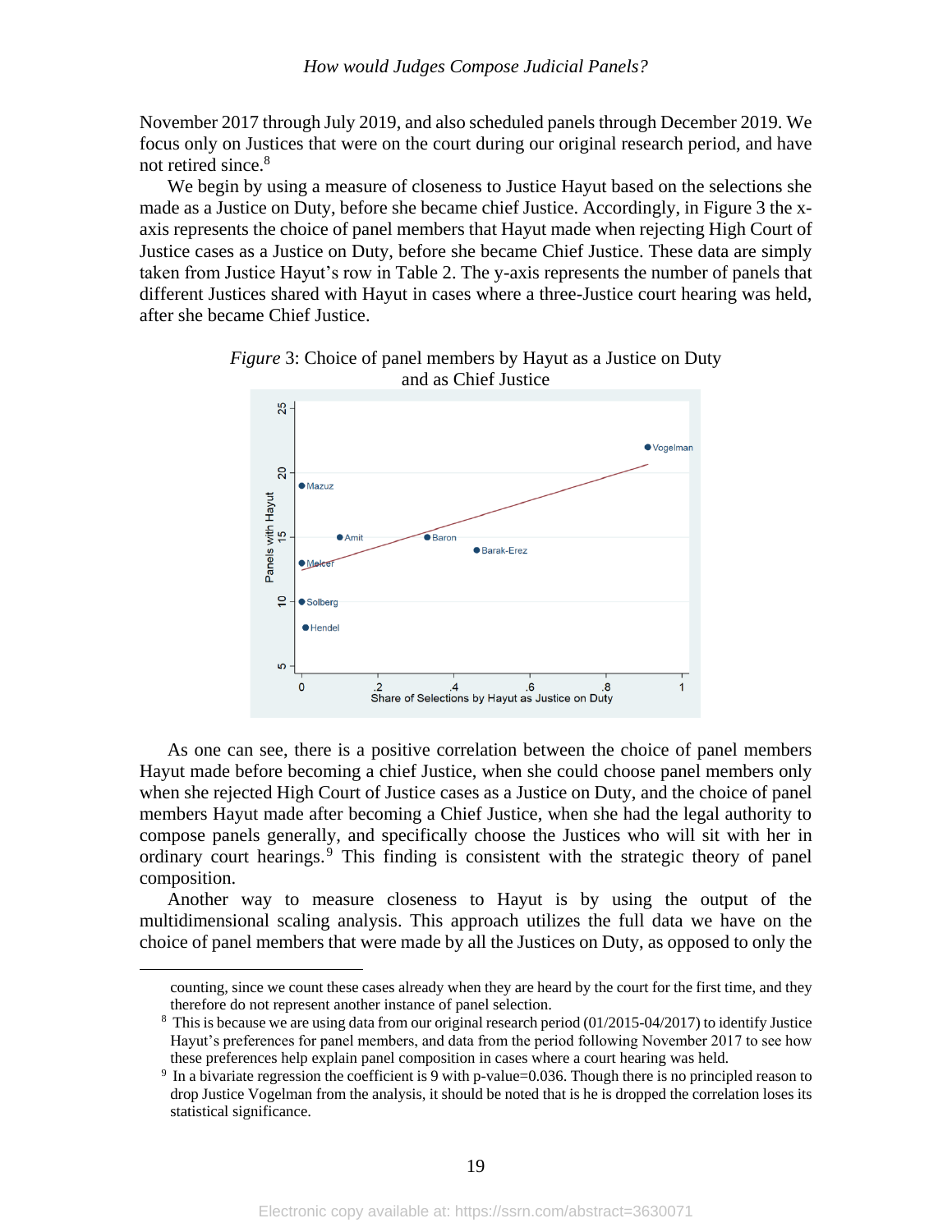November 2017 through July 2019, and also scheduled panels through December 2019. We focus only on Justices that were on the court during our original research period, and have not retired since.[8]

We begin by using a measure of closeness to Justice Hayut based on the selections she made as a Justice on Duty, before she became chief Justice. Accordingly, in Figure 3 the x-axis represents the choice of panel members that Hayut made when rejecting High Court of Justice cases as a Justice on Duty, before she became Chief Justice. These data are simply taken from Justice Hayut's row in Table 2. The y-axis represents the number of panels that different Justices shared with Hayut in cases where a three-Justice court hearing was held, after she became Chief Justice.

*Figure* 3: Choice of panel members by Hayut as a Justice on Duty and as Chief Justice

As one can see, there is a positive correlation between the choice of panel members Hayut made before becoming a chief Justice, when she could choose panel members only when she rejected High Court of Justice cases as a Justice on Duty, and the choice of panel members Hayut made after becoming a Chief Justice, when she had the legal authority to compose panels generally, and specifically choose the Justices who will sit with her in ordinary court hearings.[9] This finding is consistent with the strategic theory of panel composition.

Another way to measure closeness to Hayut is by using the output of the multidimensional scaling analysis. This approach utilizes the full data we have on the choice of panel members that were made by all the Justices on Duty, as opposed to only the

---

counting, since we count these cases already when they are heard by the court for the first time, and they therefore do not represent another instance of panel selection.

[8] This is because we are using data from our original research period (01/2015-04/2017) to identify Justice Hayut's preferences for panel members, and data from the period following November 2017 to see how these preferences help explain panel composition in cases where a court hearing was held.

[9] In a bivariate regression the coefficient is 9 with p-value=0.036. Though there is no principled reason to drop Justice Vogelman from the analysis, it should be noted that is he is dropped the correlation loses its statistical significance.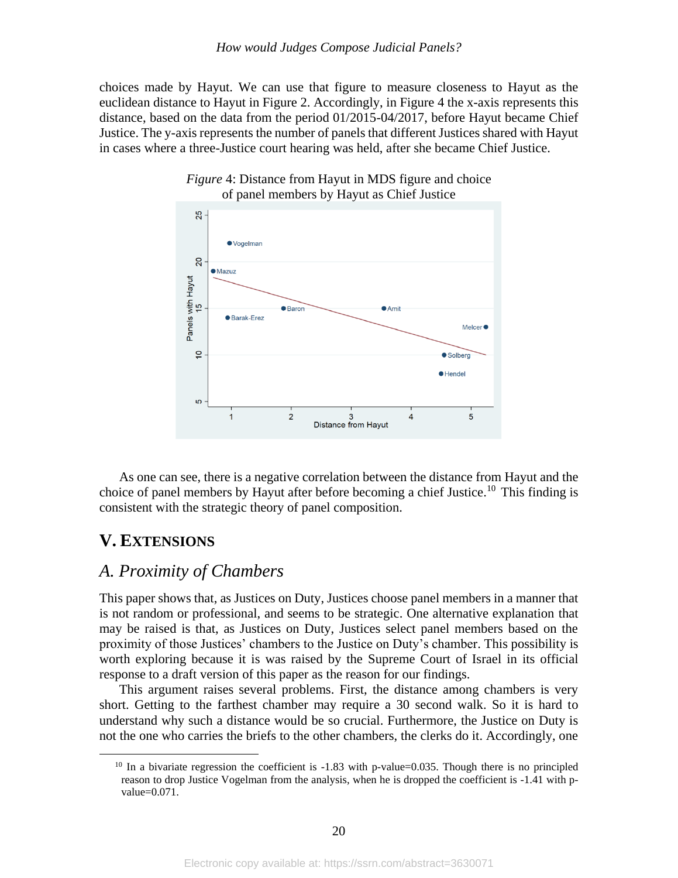choices made by Hayut. We can use that figure to measure closeness to Hayut as the euclidean distance to Hayut in Figure 2. Accordingly, in Figure 4 the x-axis represents this distance, based on the data from the period 01/2015-04/2017, before Hayut became Chief Justice. The y-axis represents the number of panels that different Justices shared with Hayut in cases where a three-Justice court hearing was held, after she became Chief Justice.

*Figure* 4: Distance from Hayut in MDS figure and choice of panel members by Hayut as Chief Justice

As one can see, there is a negative correlation between the distance from Hayut and the choice of panel members by Hayut after before becoming a chief Justice.[10] This finding is consistent with the strategic theory of panel composition.

## V. EXTENSIONS

### *A. Proximity of Chambers*

This paper shows that, as Justices on Duty, Justices choose panel members in a manner that is not random or professional, and seems to be strategic. One alternative explanation that may be raised is that, as Justices on Duty, Justices select panel members based on the proximity of those Justices' chambers to the Justice on Duty's chamber. This possibility is worth exploring because it is was raised by the Supreme Court of Israel in its official response to a draft version of this paper as the reason for our findings.

This argument raises several problems. First, the distance among chambers is very short. Getting to the farthest chamber may require a 30 second walk. So it is hard to understand why such a distance would be so crucial. Furthermore, the Justice on Duty is not the one who carries the briefs to the other chambers, the clerks do it. Accordingly, one

[10] In a bivariate regression the coefficient is -1.83 with p-value=0.035. Though there is no principled reason to drop Justice Vogelman from the analysis, when he is dropped the coefficient is -1.41 with p-value=0.071.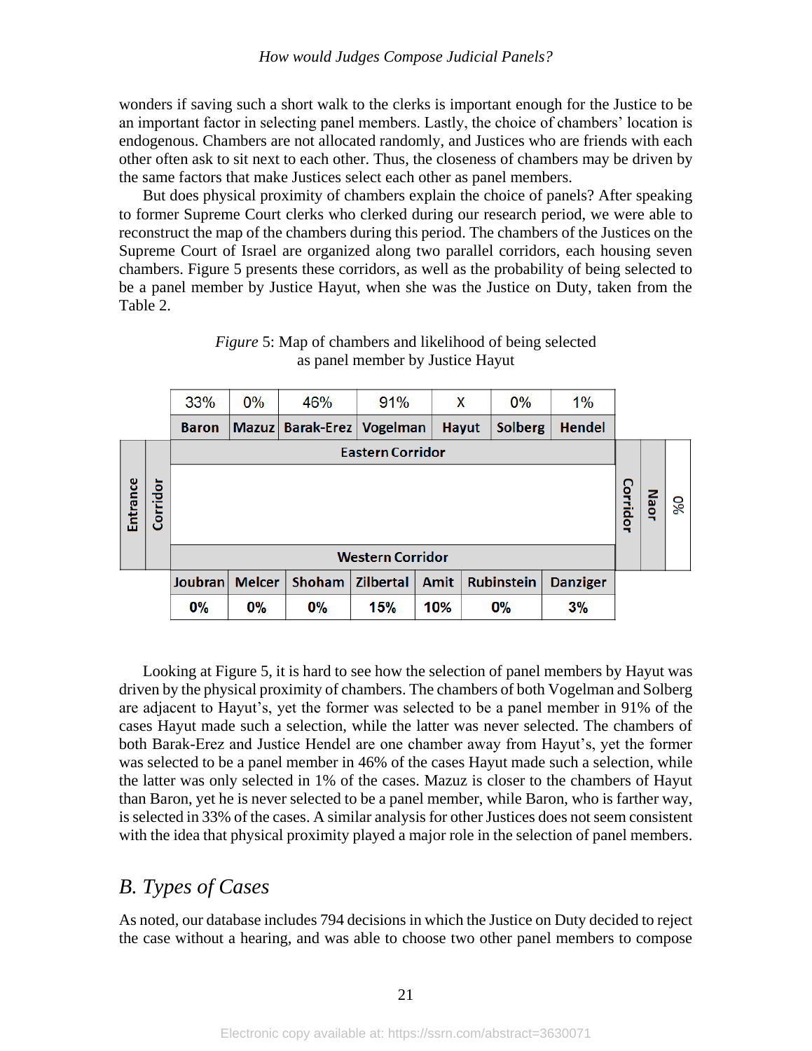wonders if saving such a short walk to the clerks is important enough for the Justice to be an important factor in selecting panel members. Lastly, the choice of chambers' location is endogenous. Chambers are not allocated randomly, and Justices who are friends with each other often ask to sit next to each other. Thus, the closeness of chambers may be driven by the same factors that make Justices select each other as panel members.

But does physical proximity of chambers explain the choice of panels? After speaking to former Supreme Court clerks who clerked during our research period, we were able to reconstruct the map of the chambers during this period. The chambers of the Justices on the Supreme Court of Israel are organized along two parallel corridors, each housing seven chambers. Figure 5 presents these corridors, as well as the probability of being selected to be a panel member by Justice Hayut, when she was the Justice on Duty, taken from the Table 2.

*Figure* 5: Map of chambers and likelihood of being selected as panel member by Justice Hayut

| 33% | 0% | 46% | 91% | X | 0% | 1% |
|---|---|---|---|---|---|---|
| **Baron** | **Mazuz** | **Barak-Erez** | **Vogelman** | **Hayut** | **Solberg** | **Hendel** |
| **Eastern Corridor** | | | | | | |
| **Western Corridor** | | | | | | |
| **Joubran** | **Melcer** | **Shoham** | **Zilbertal** | **Amit** | **Rubinstein** | **Danziger** |
| **0%** | **0%** | **0%** | **15%** | **10%** | **0%** | **3%** |

Left side: Entrance, Corridor. Right side: Corridor, Naor, 0%.

Looking at Figure 5, it is hard to see how the selection of panel members by Hayut was driven by the physical proximity of chambers. The chambers of both Vogelman and Solberg are adjacent to Hayut's, yet the former was selected to be a panel member in 91% of the cases Hayut made such a selection, while the latter was never selected. The chambers of both Barak-Erez and Justice Hendel are one chamber away from Hayut's, yet the former was selected to be a panel member in 46% of the cases Hayut made such a selection, while the latter was only selected in 1% of the cases. Mazuz is closer to the chambers of Hayut than Baron, yet he is never selected to be a panel member, while Baron, who is farther way, is selected in 33% of the cases. A similar analysis for other Justices does not seem consistent with the idea that physical proximity played a major role in the selection of panel members.

## *B. Types of Cases*

As noted, our database includes 794 decisions in which the Justice on Duty decided to reject the case without a hearing, and was able to choose two other panel members to compose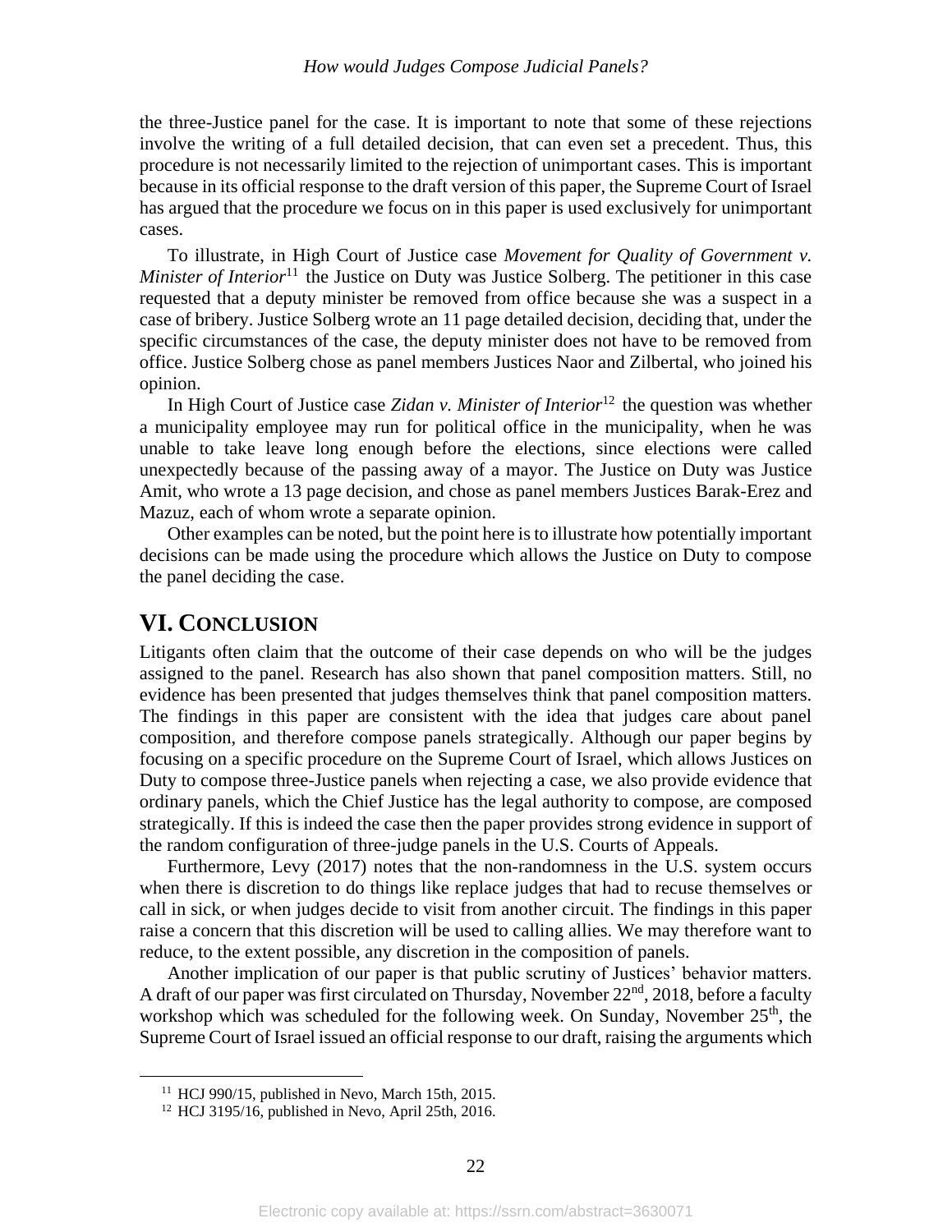the three-Justice panel for the case. It is important to note that some of these rejections involve the writing of a full detailed decision, that can even set a precedent. Thus, this procedure is not necessarily limited to the rejection of unimportant cases. This is important because in its official response to the draft version of this paper, the Supreme Court of Israel has argued that the procedure we focus on in this paper is used exclusively for unimportant cases.

To illustrate, in High Court of Justice case *Movement for Quality of Government v. Minister of Interior*[11] the Justice on Duty was Justice Solberg. The petitioner in this case requested that a deputy minister be removed from office because she was a suspect in a case of bribery. Justice Solberg wrote an 11 page detailed decision, deciding that, under the specific circumstances of the case, the deputy minister does not have to be removed from office. Justice Solberg chose as panel members Justices Naor and Zilbertal, who joined his opinion.

In High Court of Justice case *Zidan v. Minister of Interior*[12] the question was whether a municipality employee may run for political office in the municipality, when he was unable to take leave long enough before the elections, since elections were called unexpectedly because of the passing away of a mayor. The Justice on Duty was Justice Amit, who wrote a 13 page decision, and chose as panel members Justices Barak-Erez and Mazuz, each of whom wrote a separate opinion.

Other examples can be noted, but the point here is to illustrate how potentially important decisions can be made using the procedure which allows the Justice on Duty to compose the panel deciding the case.

## VI. Conclusion

Litigants often claim that the outcome of their case depends on who will be the judges assigned to the panel. Research has also shown that panel composition matters. Still, no evidence has been presented that judges themselves think that panel composition matters. The findings in this paper are consistent with the idea that judges care about panel composition, and therefore compose panels strategically. Although our paper begins by focusing on a specific procedure on the Supreme Court of Israel, which allows Justices on Duty to compose three-Justice panels when rejecting a case, we also provide evidence that ordinary panels, which the Chief Justice has the legal authority to compose, are composed strategically. If this is indeed the case then the paper provides strong evidence in support of the random configuration of three-judge panels in the U.S. Courts of Appeals.

Furthermore, Levy (2017) notes that the non-randomness in the U.S. system occurs when there is discretion to do things like replace judges that had to recuse themselves or call in sick, or when judges decide to visit from another circuit. The findings in this paper raise a concern that this discretion will be used to calling allies. We may therefore want to reduce, to the extent possible, any discretion in the composition of panels.

Another implication of our paper is that public scrutiny of Justices' behavior matters. A draft of our paper was first circulated on Thursday, November 22nd, 2018, before a faculty workshop which was scheduled for the following week. On Sunday, November 25th, the Supreme Court of Israel issued an official response to our draft, raising the arguments which

[11] HCJ 990/15, published in Nevo, March 15th, 2015.

[12] HCJ 3195/16, published in Nevo, April 25th, 2016.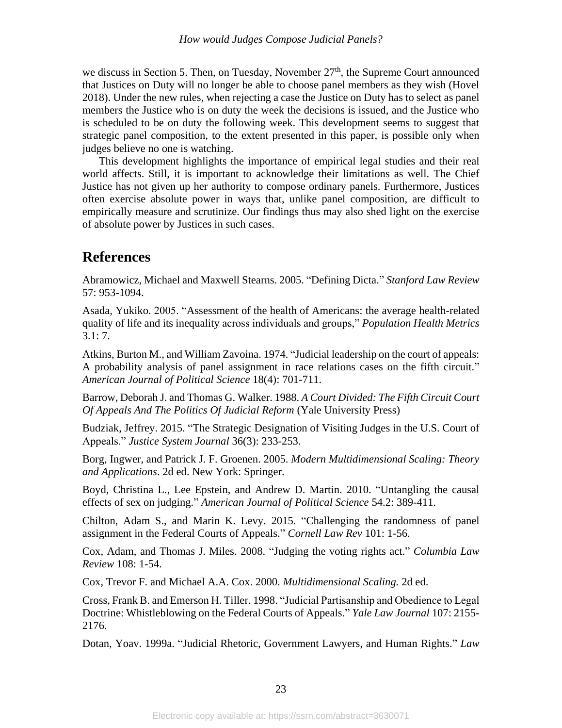we discuss in Section 5. Then, on Tuesday, November 27th, the Supreme Court announced that Justices on Duty will no longer be able to choose panel members as they wish (Hovel 2018). Under the new rules, when rejecting a case the Justice on Duty has to select as panel members the Justice who is on duty the week the decisions is issued, and the Justice who is scheduled to be on duty the following week. This development seems to suggest that strategic panel composition, to the extent presented in this paper, is possible only when judges believe no one is watching.

This development highlights the importance of empirical legal studies and their real world affects. Still, it is important to acknowledge their limitations as well. The Chief Justice has not given up her authority to compose ordinary panels. Furthermore, Justices often exercise absolute power in ways that, unlike panel composition, are difficult to empirically measure and scrutinize. Our findings thus may also shed light on the exercise of absolute power by Justices in such cases.

## References

Abramowicz, Michael and Maxwell Stearns. 2005. "Defining Dicta." *Stanford Law Review* 57: 953-1094.

Asada, Yukiko. 2005. "Assessment of the health of Americans: the average health-related quality of life and its inequality across individuals and groups," *Population Health Metrics* 3.1: 7.

Atkins, Burton M., and William Zavoina. 1974. "Judicial leadership on the court of appeals: A probability analysis of panel assignment in race relations cases on the fifth circuit." *American Journal of Political Science* 18(4): 701-711.

Barrow, Deborah J. and Thomas G. Walker. 1988. *A Court Divided: The Fifth Circuit Court Of Appeals And The Politics Of Judicial Reform* (Yale University Press)

Budziak, Jeffrey. 2015. "The Strategic Designation of Visiting Judges in the U.S. Court of Appeals." *Justice System Journal* 36(3): 233-253.

Borg, Ingwer, and Patrick J. F. Groenen. 2005. *Modern Multidimensional Scaling: Theory and Applications*. 2d ed. New York: Springer.

Boyd, Christina L., Lee Epstein, and Andrew D. Martin. 2010. "Untangling the causal effects of sex on judging." *American Journal of Political Science* 54.2: 389-411.

Chilton, Adam S., and Marin K. Levy. 2015. "Challenging the randomness of panel assignment in the Federal Courts of Appeals." *Cornell Law Rev* 101: 1-56.

Cox, Adam, and Thomas J. Miles. 2008. "Judging the voting rights act." *Columbia Law Review* 108: 1-54.

Cox, Trevor F. and Michael A.A. Cox. 2000. *Multidimensional Scaling.* 2d ed.

Cross, Frank B. and Emerson H. Tiller. 1998. "Judicial Partisanship and Obedience to Legal Doctrine: Whistleblowing on the Federal Courts of Appeals." *Yale Law Journal* 107: 2155-2176.

Dotan, Yoav. 1999a. "Judicial Rhetoric, Government Lawyers, and Human Rights." *Law*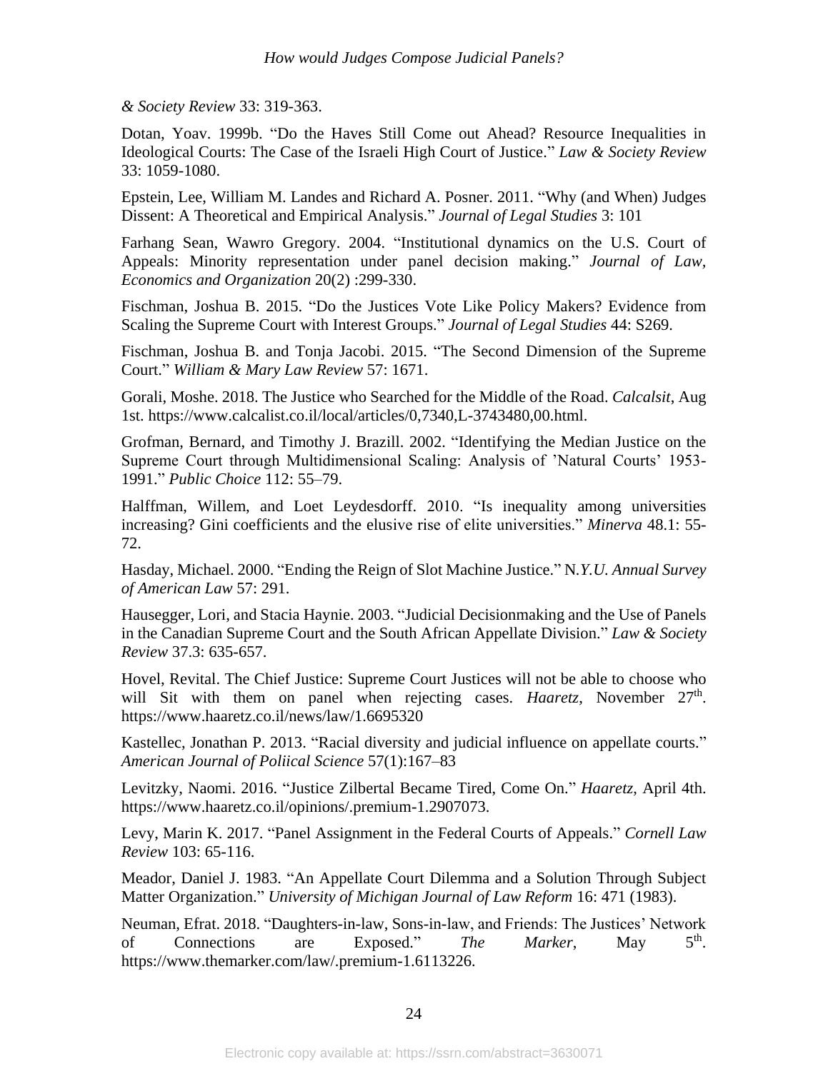*& Society Review* 33: 319-363.

Dotan, Yoav. 1999b. "Do the Haves Still Come out Ahead? Resource Inequalities in Ideological Courts: The Case of the Israeli High Court of Justice." *Law & Society Review* 33: 1059-1080.

Epstein, Lee, William M. Landes and Richard A. Posner. 2011. "Why (and When) Judges Dissent: A Theoretical and Empirical Analysis." *Journal of Legal Studies* 3: 101

Farhang Sean, Wawro Gregory. 2004. "Institutional dynamics on the U.S. Court of Appeals: Minority representation under panel decision making." *Journal of Law, Economics and Organization* 20(2) :299-330.

Fischman, Joshua B. 2015. "Do the Justices Vote Like Policy Makers? Evidence from Scaling the Supreme Court with Interest Groups." *Journal of Legal Studies* 44: S269.

Fischman, Joshua B. and Tonja Jacobi. 2015. "The Second Dimension of the Supreme Court." *William & Mary Law Review* 57: 1671.

Gorali, Moshe. 2018. The Justice who Searched for the Middle of the Road. *Calcalsit*, Aug 1st. https://www.calcalist.co.il/local/articles/0,7340,L-3743480,00.html.

Grofman, Bernard, and Timothy J. Brazill. 2002. "Identifying the Median Justice on the Supreme Court through Multidimensional Scaling: Analysis of 'Natural Courts' 1953-1991." *Public Choice* 112: 55–79.

Halffman, Willem, and Loet Leydesdorff. 2010. "Is inequality among universities increasing? Gini coefficients and the elusive rise of elite universities." *Minerva* 48.1: 55-72.

Hasday, Michael. 2000. "Ending the Reign of Slot Machine Justice." N*.Y.U. Annual Survey of American Law* 57: 291.

Hausegger, Lori, and Stacia Haynie. 2003. "Judicial Decisionmaking and the Use of Panels in the Canadian Supreme Court and the South African Appellate Division." *Law & Society Review* 37.3: 635-657.

Hovel, Revital. The Chief Justice: Supreme Court Justices will not be able to choose who will Sit with them on panel when rejecting cases. *Haaretz*, November 27th. https://www.haaretz.co.il/news/law/1.6695320

Kastellec, Jonathan P. 2013. "Racial diversity and judicial influence on appellate courts." *American Journal of Poliical Science* 57(1):167–83

Levitzky, Naomi. 2016. "Justice Zilbertal Became Tired, Come On." *Haaretz*, April 4th. https://www.haaretz.co.il/opinions/.premium-1.2907073.

Levy, Marin K. 2017. "Panel Assignment in the Federal Courts of Appeals." *Cornell Law Review* 103: 65-116.

Meador, Daniel J. 1983. "An Appellate Court Dilemma and a Solution Through Subject Matter Organization." *University of Michigan Journal of Law Reform* 16: 471 (1983).

Neuman, Efrat. 2018. "Daughters-in-law, Sons-in-law, and Friends: The Justices' Network of Connections are Exposed." *The Marker*, May 5th. https://www.themarker.com/law/.premium-1.6113226.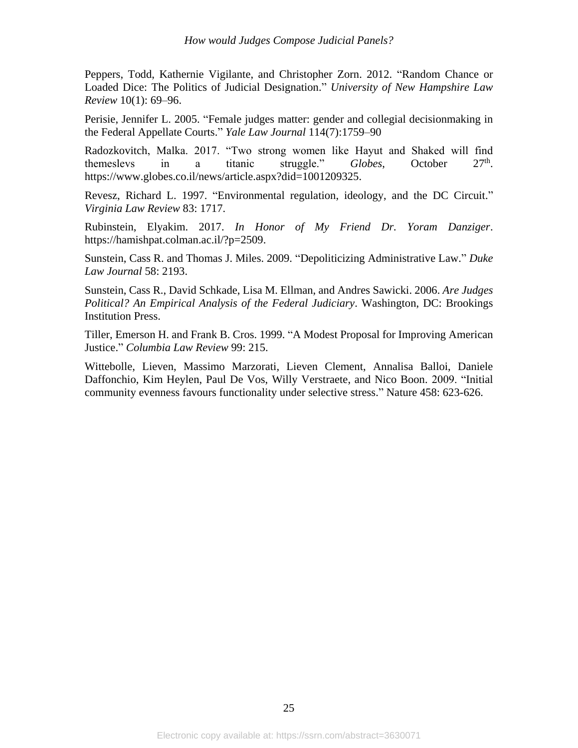Peppers, Todd, Kathernie Vigilante, and Christopher Zorn. 2012. "Random Chance or Loaded Dice: The Politics of Judicial Designation." *University of New Hampshire Law Review* 10(1): 69–96.

Perisie, Jennifer L. 2005. "Female judges matter: gender and collegial decisionmaking in the Federal Appellate Courts." *Yale Law Journal* 114(7):1759–90

Radozkovitch, Malka. 2017. "Two strong women like Hayut and Shaked will find themeslevs in a titanic struggle." *Globes*, October 27th. https://www.globes.co.il/news/article.aspx?did=1001209325.

Revesz, Richard L. 1997. "Environmental regulation, ideology, and the DC Circuit." *Virginia Law Review* 83: 1717.

Rubinstein, Elyakim. 2017. *In Honor of My Friend Dr. Yoram Danziger*. https://hamishpat.colman.ac.il/?p=2509.

Sunstein, Cass R. and Thomas J. Miles. 2009. "Depoliticizing Administrative Law." *Duke Law Journal* 58: 2193.

Sunstein, Cass R., David Schkade, Lisa M. Ellman, and Andres Sawicki. 2006. *Are Judges Political? An Empirical Analysis of the Federal Judiciary*. Washington, DC: Brookings Institution Press.

Tiller, Emerson H. and Frank B. Cros. 1999. "A Modest Proposal for Improving American Justice." *Columbia Law Review* 99: 215.

Wittebolle, Lieven, Massimo Marzorati, Lieven Clement, Annalisa Balloi, Daniele Daffonchio, Kim Heylen, Paul De Vos, Willy Verstraete, and Nico Boon. 2009. "Initial community evenness favours functionality under selective stress." Nature 458: 623-626.